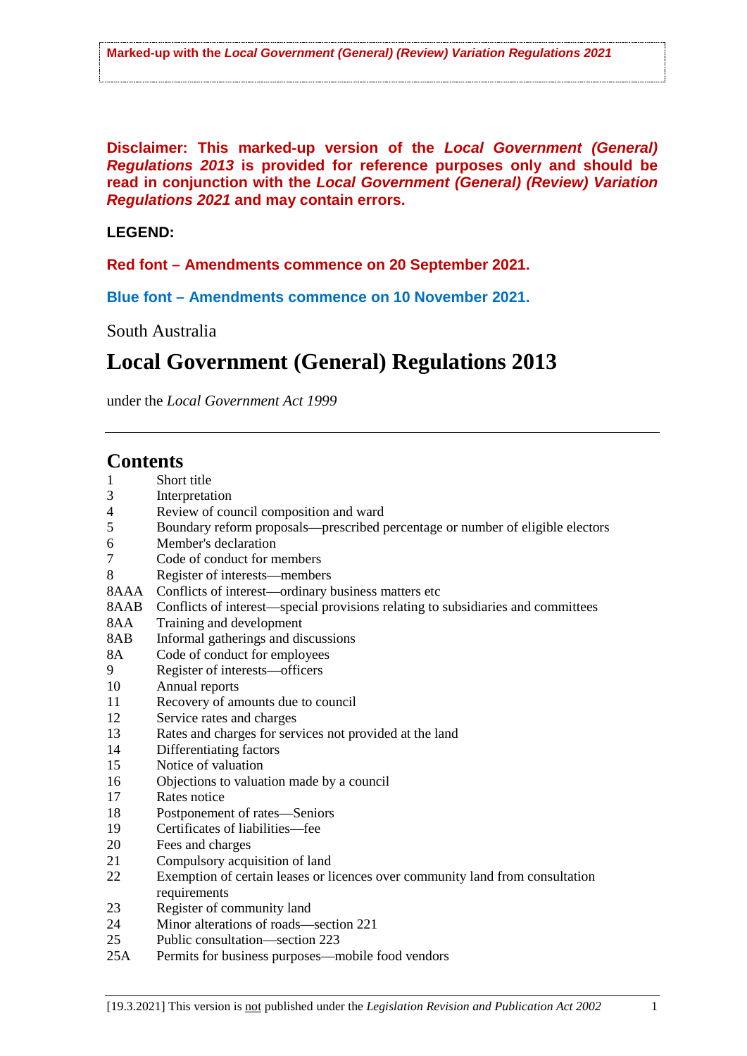**Marked-up with the *Local Government (General) (Review) Variation Regulations 2021***

**Disclaimer: This marked-up version of the *Local Government (General) Regulations 2013* is provided for reference purposes only and should be read in conjunction with the *Local Government (General) (Review) Variation Regulations 2021* and may contain errors.**

**LEGEND:**

**Red font – Amendments commence on 20 September 2021.**

**Blue font – Amendments commence on 10 November 2021.**

South Australia

# Local Government (General) Regulations 2013

under the *Local Government Act 1999*

## Contents

1 Short title
3 Interpretation
4 Review of council composition and ward
5 Boundary reform proposals—prescribed percentage or number of eligible electors
6 Member's declaration
7 Code of conduct for members
8 Register of interests—members
8AAA Conflicts of interest—ordinary business matters etc
8AAB Conflicts of interest—special provisions relating to subsidiaries and committees
8AA Training and development
8AB Informal gatherings and discussions
8A Code of conduct for employees
9 Register of interests—officers
10 Annual reports
11 Recovery of amounts due to council
12 Service rates and charges
13 Rates and charges for services not provided at the land
14 Differentiating factors
15 Notice of valuation
16 Objections to valuation made by a council
17 Rates notice
18 Postponement of rates—Seniors
19 Certificates of liabilities—fee
20 Fees and charges
21 Compulsory acquisition of land
22 Exemption of certain leases or licences over community land from consultation requirements
23 Register of community land
24 Minor alterations of roads—section 221
25 Public consultation—section 223
25A Permits for business purposes—mobile food vendors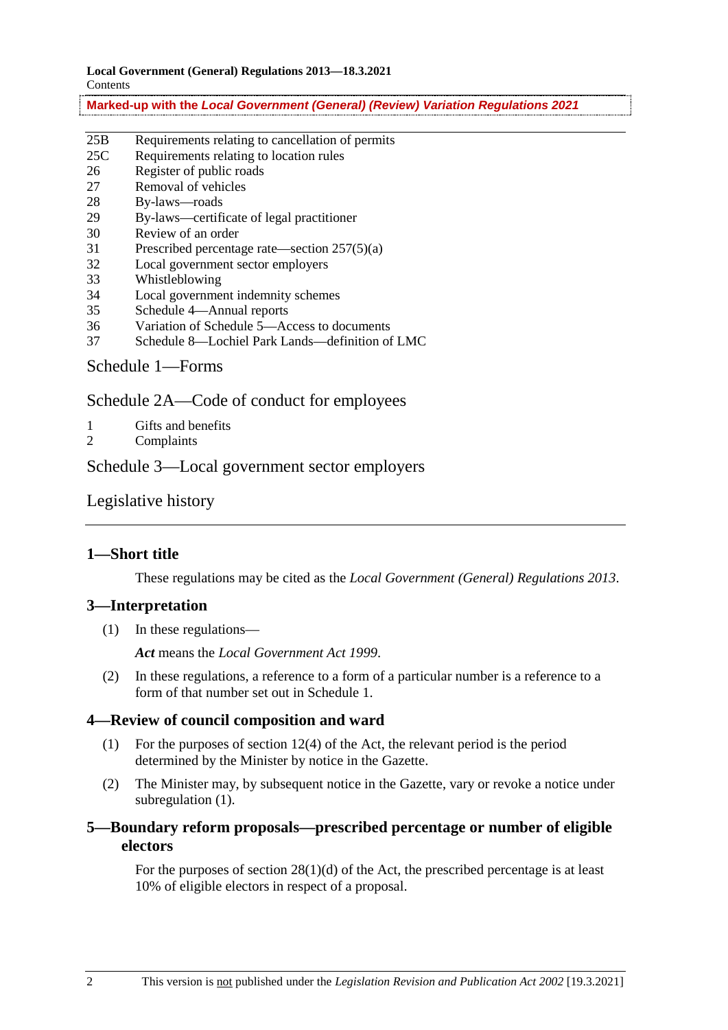| | |
|---|---|
| 25B | Requirements relating to cancellation of permits |
| 25C | Requirements relating to location rules |
| 26 | Register of public roads |
| 27 | Removal of vehicles |
| 28 | By-laws—roads |
| 29 | By-laws—certificate of legal practitioner |
| 30 | Review of an order |
| 31 | Prescribed percentage rate—section 257(5)(a) |
| 32 | Local government sector employers |
| 33 | Whistleblowing |
| 34 | Local government indemnity schemes |
| 35 | Schedule 4—Annual reports |
| 36 | Variation of Schedule 5—Access to documents |
| 37 | Schedule 8—Lochiel Park Lands—definition of LMC |

Schedule 1—Forms

Schedule 2A—Code of conduct for employees

| | |
|---|---|
| 1 | Gifts and benefits |
| 2 | Complaints |

Schedule 3—Local government sector employers

Legislative history

## 1—Short title

These regulations may be cited as the *Local Government (General) Regulations 2013*.

## 3—Interpretation

(1) In these regulations—

***Act*** means the *Local Government Act 1999*.

(2) In these regulations, a reference to a form of a particular number is a reference to a form of that number set out in Schedule 1.

## 4—Review of council composition and ward

(1) For the purposes of section 12(4) of the Act, the relevant period is the period determined by the Minister by notice in the Gazette.

(2) The Minister may, by subsequent notice in the Gazette, vary or revoke a notice under subregulation (1).

## 5—Boundary reform proposals—prescribed percentage or number of eligible electors

For the purposes of section 28(1)(d) of the Act, the prescribed percentage is at least 10% of eligible electors in respect of a proposal.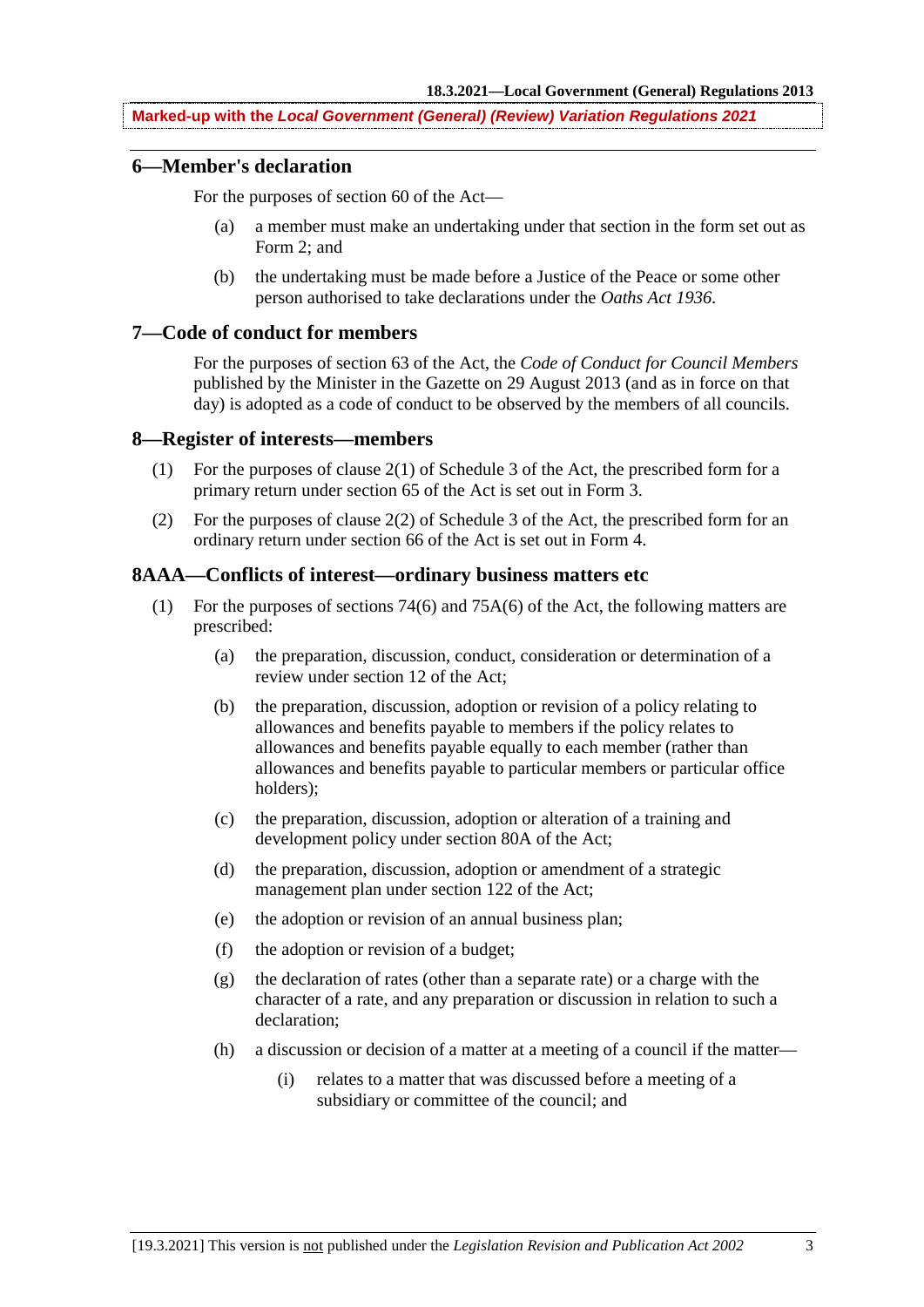## 6—Member's declaration

For the purposes of section 60 of the Act—

(a) a member must make an undertaking under that section in the form set out as Form 2; and

(b) the undertaking must be made before a Justice of the Peace or some other person authorised to take declarations under the *Oaths Act 1936*.

## 7—Code of conduct for members

For the purposes of section 63 of the Act, the *Code of Conduct for Council Members* published by the Minister in the Gazette on 29 August 2013 (and as in force on that day) is adopted as a code of conduct to be observed by the members of all councils.

## 8—Register of interests—members

(1) For the purposes of clause 2(1) of Schedule 3 of the Act, the prescribed form for a primary return under section 65 of the Act is set out in Form 3.

(2) For the purposes of clause 2(2) of Schedule 3 of the Act, the prescribed form for an ordinary return under section 66 of the Act is set out in Form 4.

## 8AAA—Conflicts of interest—ordinary business matters etc

(1) For the purposes of sections 74(6) and 75A(6) of the Act, the following matters are prescribed:

(a) the preparation, discussion, conduct, consideration or determination of a review under section 12 of the Act;

(b) the preparation, discussion, adoption or revision of a policy relating to allowances and benefits payable to members if the policy relates to allowances and benefits payable equally to each member (rather than allowances and benefits payable to particular members or particular office holders);

(c) the preparation, discussion, adoption or alteration of a training and development policy under section 80A of the Act;

(d) the preparation, discussion, adoption or amendment of a strategic management plan under section 122 of the Act;

(e) the adoption or revision of an annual business plan;

(f) the adoption or revision of a budget;

(g) the declaration of rates (other than a separate rate) or a charge with the character of a rate, and any preparation or discussion in relation to such a declaration;

(h) a discussion or decision of a matter at a meeting of a council if the matter—

(i) relates to a matter that was discussed before a meeting of a subsidiary or committee of the council; and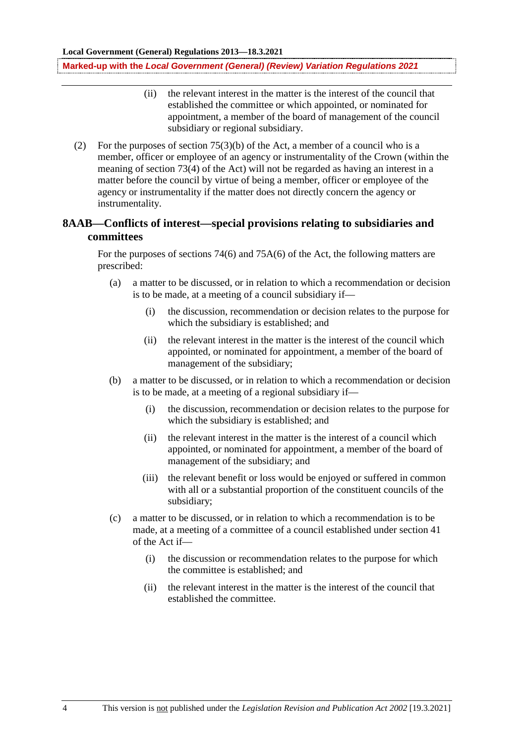(ii) the relevant interest in the matter is the interest of the council that established the committee or which appointed, or nominated for appointment, a member of the board of management of the council subsidiary or regional subsidiary.

(2) For the purposes of section 75(3)(b) of the Act, a member of a council who is a member, officer or employee of an agency or instrumentality of the Crown (within the meaning of section 73(4) of the Act) will not be regarded as having an interest in a matter before the council by virtue of being a member, officer or employee of the agency or instrumentality if the matter does not directly concern the agency or instrumentality.

## 8AAB—Conflicts of interest—special provisions relating to subsidiaries and committees

For the purposes of sections 74(6) and 75A(6) of the Act, the following matters are prescribed:

(a) a matter to be discussed, or in relation to which a recommendation or decision is to be made, at a meeting of a council subsidiary if—

(i) the discussion, recommendation or decision relates to the purpose for which the subsidiary is established; and

(ii) the relevant interest in the matter is the interest of the council which appointed, or nominated for appointment, a member of the board of management of the subsidiary;

(b) a matter to be discussed, or in relation to which a recommendation or decision is to be made, at a meeting of a regional subsidiary if—

(i) the discussion, recommendation or decision relates to the purpose for which the subsidiary is established; and

(ii) the relevant interest in the matter is the interest of a council which appointed, or nominated for appointment, a member of the board of management of the subsidiary; and

(iii) the relevant benefit or loss would be enjoyed or suffered in common with all or a substantial proportion of the constituent councils of the subsidiary;

(c) a matter to be discussed, or in relation to which a recommendation is to be made, at a meeting of a committee of a council established under section 41 of the Act if—

(i) the discussion or recommendation relates to the purpose for which the committee is established; and

(ii) the relevant interest in the matter is the interest of the council that established the committee.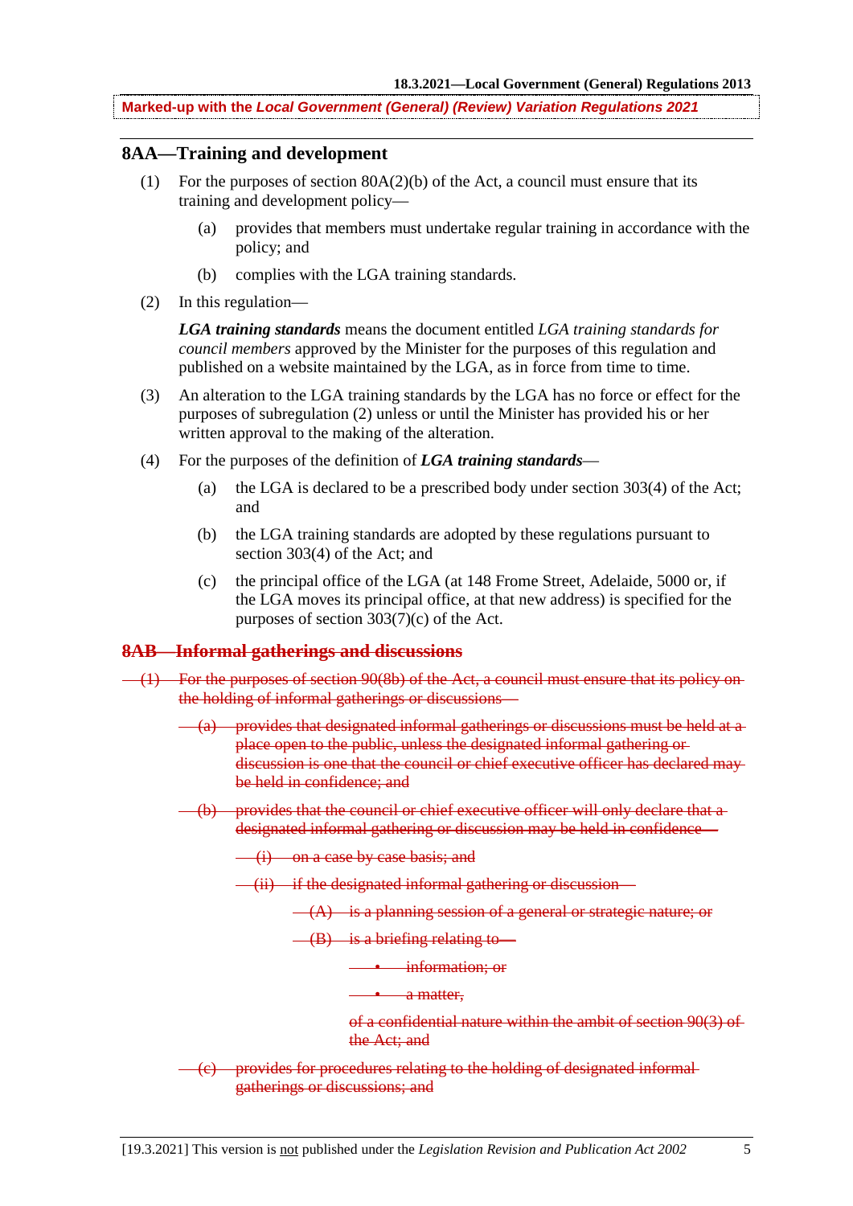Marked-up with the ***Local Government (General) (Review) Variation Regulations 2021***

## 8AA—Training and development

(1) For the purposes of section 80A(2)(b) of the Act, a council must ensure that its training and development policy—

(a) provides that members must undertake regular training in accordance with the policy; and

(b) complies with the LGA training standards.

(2) In this regulation—

***LGA training standards*** means the document entitled *LGA training standards for council members* approved by the Minister for the purposes of this regulation and published on a website maintained by the LGA, as in force from time to time.

(3) An alteration to the LGA training standards by the LGA has no force or effect for the purposes of subregulation (2) unless or until the Minister has provided his or her written approval to the making of the alteration.

(4) For the purposes of the definition of ***LGA training standards***—

(a) the LGA is declared to be a prescribed body under section 303(4) of the Act; and

(b) the LGA training standards are adopted by these regulations pursuant to section 303(4) of the Act; and

(c) the principal office of the LGA (at 148 Frome Street, Adelaide, 5000 or, if the LGA moves its principal office, at that new address) is specified for the purposes of section 303(7)(c) of the Act.

## ~~8AB—Informal gatherings and discussions~~

~~(1) For the purposes of section 90(8b) of the Act, a council must ensure that its policy on the holding of informal gatherings or discussions—~~

~~(a) provides that designated informal gatherings or discussions must be held at a place open to the public, unless the designated informal gathering or discussion is one that the council or chief executive officer has declared may be held in confidence; and~~

~~(b) provides that the council or chief executive officer will only declare that a designated informal gathering or discussion may be held in confidence—~~

~~(i) on a case by case basis; and~~

~~(ii) if the designated informal gathering or discussion—~~

~~(A) is a planning session of a general or strategic nature; or~~

~~(B) is a briefing relating to—~~

~~• information; or~~

~~• a matter,~~

~~of a confidential nature within the ambit of section 90(3) of the Act; and~~

~~(c) provides for procedures relating to the holding of designated informal gatherings or discussions; and~~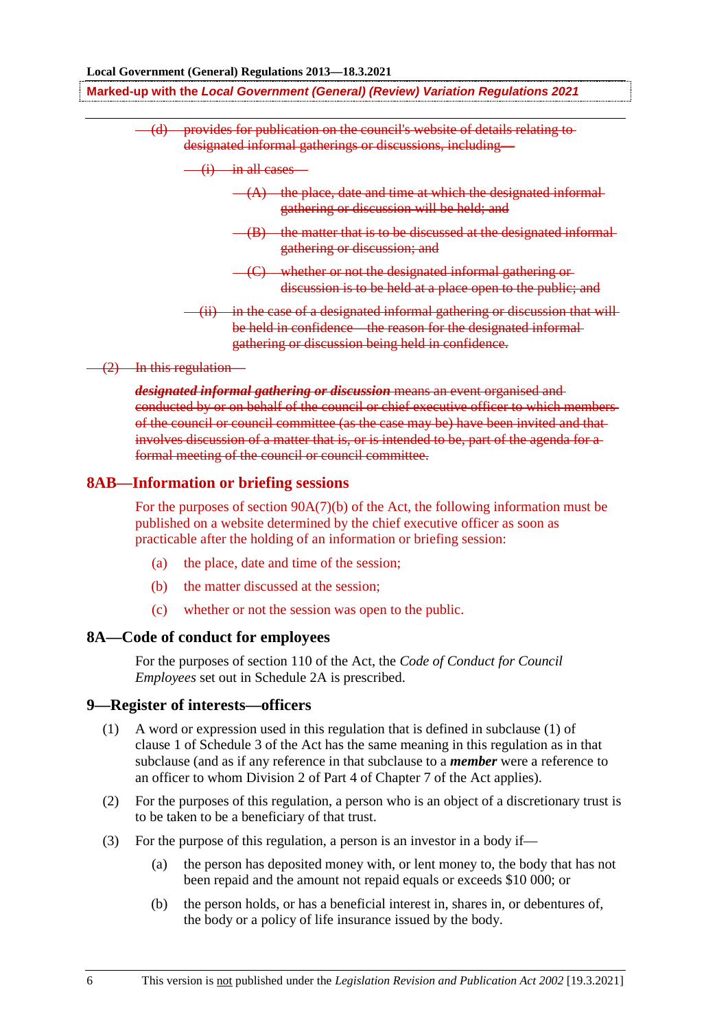~~(d) provides for publication on the council's website of details relating to designated informal gatherings or discussions, including—~~

~~(i) in all cases—~~

~~(A) the place, date and time at which the designated informal gathering or discussion will be held; and~~

~~(B) the matter that is to be discussed at the designated informal gathering or discussion; and~~

~~(C) whether or not the designated informal gathering or discussion is to be held at a place open to the public; and~~

~~(ii) in the case of a designated informal gathering or discussion that will be held in confidence—the reason for the designated informal gathering or discussion being held in confidence.~~

~~(2) In this regulation—~~

~~***designated informal gathering or discussion*** means an event organised and conducted by or on behalf of the council or chief executive officer to which members of the council or council committee (as the case may be) have been invited and that involves discussion of a matter that is, or is intended to be, part of the agenda for a formal meeting of the council or council committee.~~

## 8AB—Information or briefing sessions

For the purposes of section 90A(7)(b) of the Act, the following information must be published on a website determined by the chief executive officer as soon as practicable after the holding of an information or briefing session:

(a) the place, date and time of the session;

(b) the matter discussed at the session;

(c) whether or not the session was open to the public.

## 8A—Code of conduct for employees

For the purposes of section 110 of the Act, the *Code of Conduct for Council Employees* set out in Schedule 2A is prescribed.

## 9—Register of interests—officers

(1) A word or expression used in this regulation that is defined in subclause (1) of clause 1 of Schedule 3 of the Act has the same meaning in this regulation as in that subclause (and as if any reference in that subclause to a ***member*** were a reference to an officer to whom Division 2 of Part 4 of Chapter 7 of the Act applies).

(2) For the purposes of this regulation, a person who is an object of a discretionary trust is to be taken to be a beneficiary of that trust.

(3) For the purpose of this regulation, a person is an investor in a body if—

(a) the person has deposited money with, or lent money to, the body that has not been repaid and the amount not repaid equals or exceeds $10 000; or

(b) the person holds, or has a beneficial interest in, shares in, or debentures of, the body or a policy of life insurance issued by the body.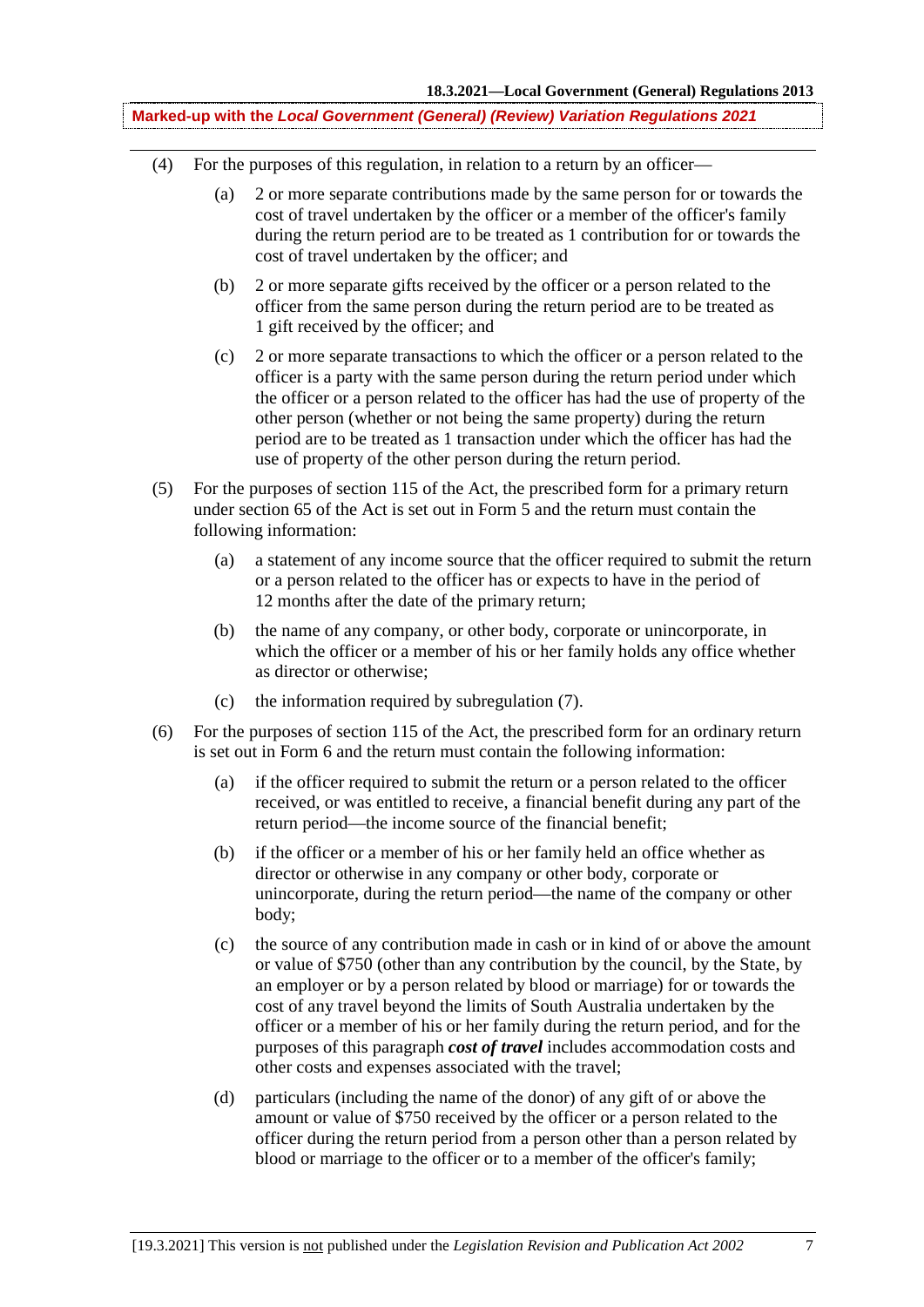(4) For the purposes of this regulation, in relation to a return by an officer—

(a) 2 or more separate contributions made by the same person for or towards the cost of travel undertaken by the officer or a member of the officer's family during the return period are to be treated as 1 contribution for or towards the cost of travel undertaken by the officer; and

(b) 2 or more separate gifts received by the officer or a person related to the officer from the same person during the return period are to be treated as 1 gift received by the officer; and

(c) 2 or more separate transactions to which the officer or a person related to the officer is a party with the same person during the return period under which the officer or a person related to the officer has had the use of property of the other person (whether or not being the same property) during the return period are to be treated as 1 transaction under which the officer has had the use of property of the other person during the return period.

(5) For the purposes of section 115 of the Act, the prescribed form for a primary return under section 65 of the Act is set out in Form 5 and the return must contain the following information:

(a) a statement of any income source that the officer required to submit the return or a person related to the officer has or expects to have in the period of 12 months after the date of the primary return;

(b) the name of any company, or other body, corporate or unincorporate, in which the officer or a member of his or her family holds any office whether as director or otherwise;

(c) the information required by subregulation (7).

(6) For the purposes of section 115 of the Act, the prescribed form for an ordinary return is set out in Form 6 and the return must contain the following information:

(a) if the officer required to submit the return or a person related to the officer received, or was entitled to receive, a financial benefit during any part of the return period—the income source of the financial benefit;

(b) if the officer or a member of his or her family held an office whether as director or otherwise in any company or other body, corporate or unincorporate, during the return period—the name of the company or other body;

(c) the source of any contribution made in cash or in kind of or above the amount or value of $750 (other than any contribution by the council, by the State, by an employer or by a person related by blood or marriage) for or towards the cost of any travel beyond the limits of South Australia undertaken by the officer or a member of his or her family during the return period, and for the purposes of this paragraph ***cost of travel*** includes accommodation costs and other costs and expenses associated with the travel;

(d) particulars (including the name of the donor) of any gift of or above the amount or value of $750 received by the officer or a person related to the officer during the return period from a person other than a person related by blood or marriage to the officer or to a member of the officer's family;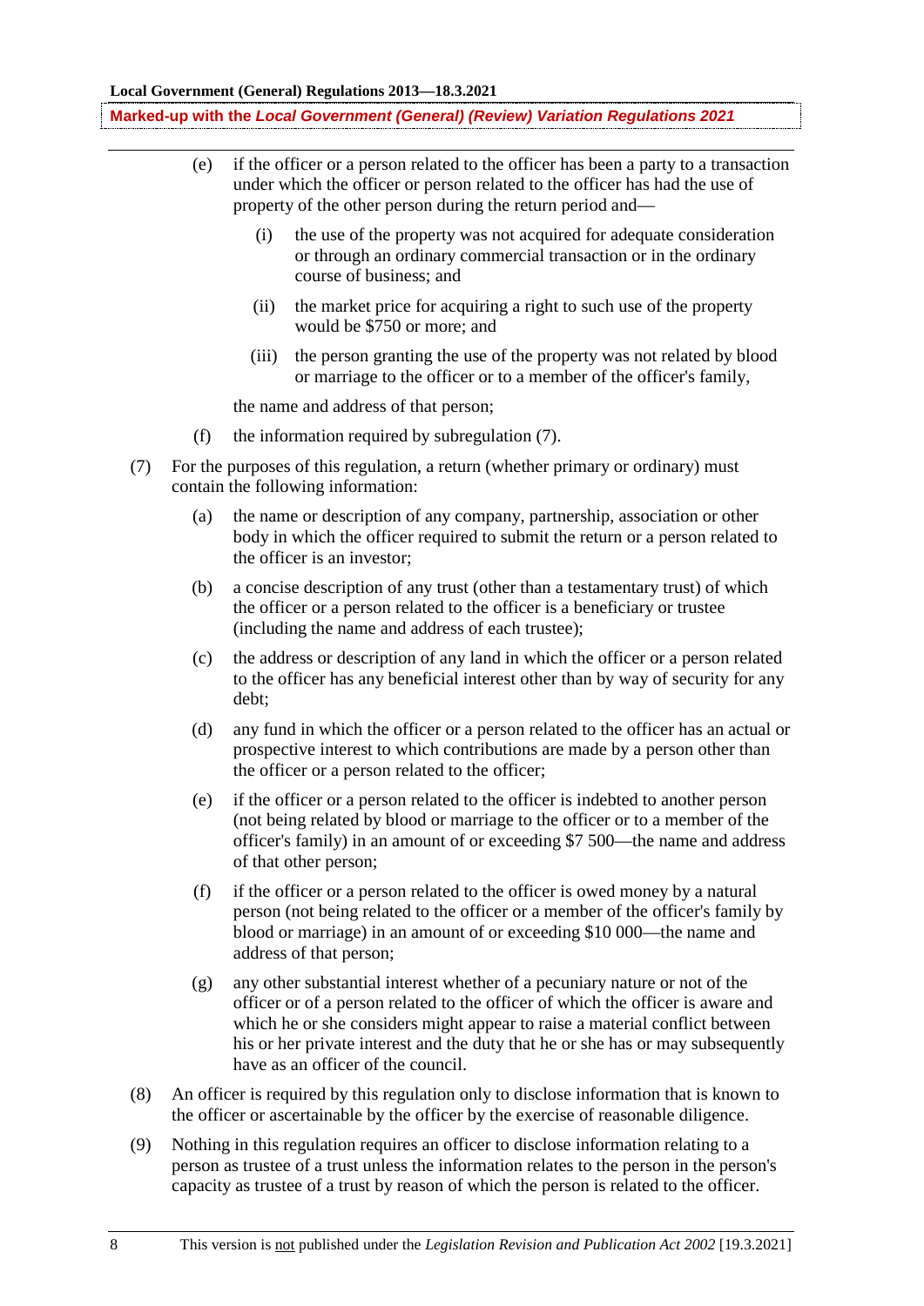(e) if the officer or a person related to the officer has been a party to a transaction under which the officer or person related to the officer has had the use of property of the other person during the return period and—

  (i) the use of the property was not acquired for adequate consideration or through an ordinary commercial transaction or in the ordinary course of business; and

  (ii) the market price for acquiring a right to such use of the property would be $750 or more; and

  (iii) the person granting the use of the property was not related by blood or marriage to the officer or to a member of the officer's family,

the name and address of that person;

(f) the information required by subregulation (7).

(7) For the purposes of this regulation, a return (whether primary or ordinary) must contain the following information:

(a) the name or description of any company, partnership, association or other body in which the officer required to submit the return or a person related to the officer is an investor;

(b) a concise description of any trust (other than a testamentary trust) of which the officer or a person related to the officer is a beneficiary or trustee (including the name and address of each trustee);

(c) the address or description of any land in which the officer or a person related to the officer has any beneficial interest other than by way of security for any debt;

(d) any fund in which the officer or a person related to the officer has an actual or prospective interest to which contributions are made by a person other than the officer or a person related to the officer;

(e) if the officer or a person related to the officer is indebted to another person (not being related by blood or marriage to the officer or to a member of the officer's family) in an amount of or exceeding $7 500—the name and address of that other person;

(f) if the officer or a person related to the officer is owed money by a natural person (not being related to the officer or a member of the officer's family by blood or marriage) in an amount of or exceeding $10 000—the name and address of that person;

(g) any other substantial interest whether of a pecuniary nature or not of the officer or of a person related to the officer of which the officer is aware and which he or she considers might appear to raise a material conflict between his or her private interest and the duty that he or she has or may subsequently have as an officer of the council.

(8) An officer is required by this regulation only to disclose information that is known to the officer or ascertainable by the officer by the exercise of reasonable diligence.

(9) Nothing in this regulation requires an officer to disclose information relating to a person as trustee of a trust unless the information relates to the person in the person's capacity as trustee of a trust by reason of which the person is related to the officer.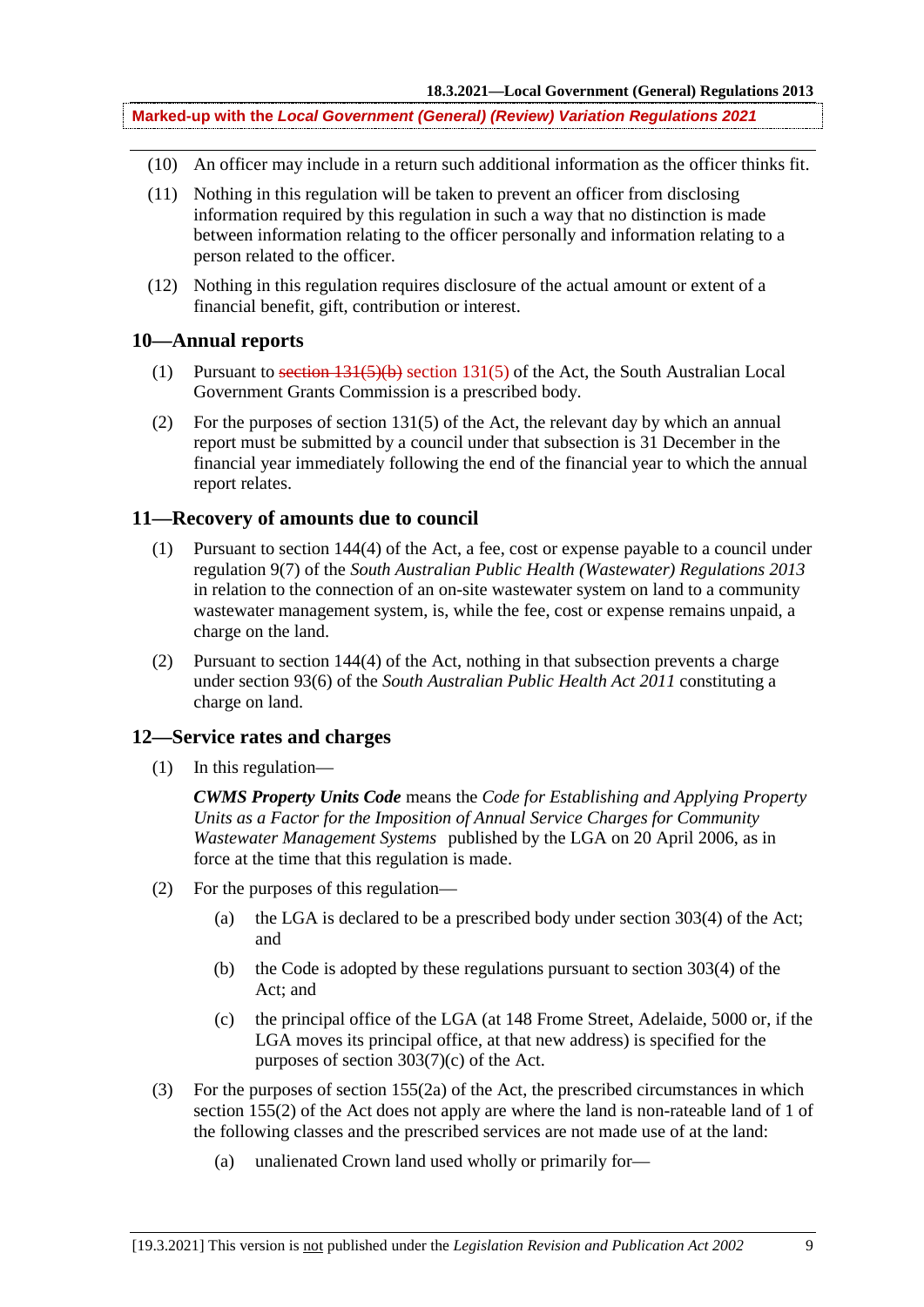(10) An officer may include in a return such additional information as the officer thinks fit.

(11) Nothing in this regulation will be taken to prevent an officer from disclosing information required by this regulation in such a way that no distinction is made between information relating to the officer personally and information relating to a person related to the officer.

(12) Nothing in this regulation requires disclosure of the actual amount or extent of a financial benefit, gift, contribution or interest.

## 10—Annual reports

(1) Pursuant to ~~section 131(5)(b)~~ section 131(5) of the Act, the South Australian Local Government Grants Commission is a prescribed body.

(2) For the purposes of section 131(5) of the Act, the relevant day by which an annual report must be submitted by a council under that subsection is 31 December in the financial year immediately following the end of the financial year to which the annual report relates.

## 11—Recovery of amounts due to council

(1) Pursuant to section 144(4) of the Act, a fee, cost or expense payable to a council under regulation 9(7) of the *South Australian Public Health (Wastewater) Regulations 2013* in relation to the connection of an on-site wastewater system on land to a community wastewater management system, is, while the fee, cost or expense remains unpaid, a charge on the land.

(2) Pursuant to section 144(4) of the Act, nothing in that subsection prevents a charge under section 93(6) of the *South Australian Public Health Act 2011* constituting a charge on land.

## 12—Service rates and charges

(1) In this regulation—

***CWMS Property Units Code*** means the *Code for Establishing and Applying Property Units as a Factor for the Imposition of Annual Service Charges for Community Wastewater Management Systems* published by the LGA on 20 April 2006, as in force at the time that this regulation is made.

(2) For the purposes of this regulation—

(a) the LGA is declared to be a prescribed body under section 303(4) of the Act; and

(b) the Code is adopted by these regulations pursuant to section 303(4) of the Act; and

(c) the principal office of the LGA (at 148 Frome Street, Adelaide, 5000 or, if the LGA moves its principal office, at that new address) is specified for the purposes of section 303(7)(c) of the Act.

(3) For the purposes of section 155(2a) of the Act, the prescribed circumstances in which section 155(2) of the Act does not apply are where the land is non-rateable land of 1 of the following classes and the prescribed services are not made use of at the land:

(a) unalienated Crown land used wholly or primarily for—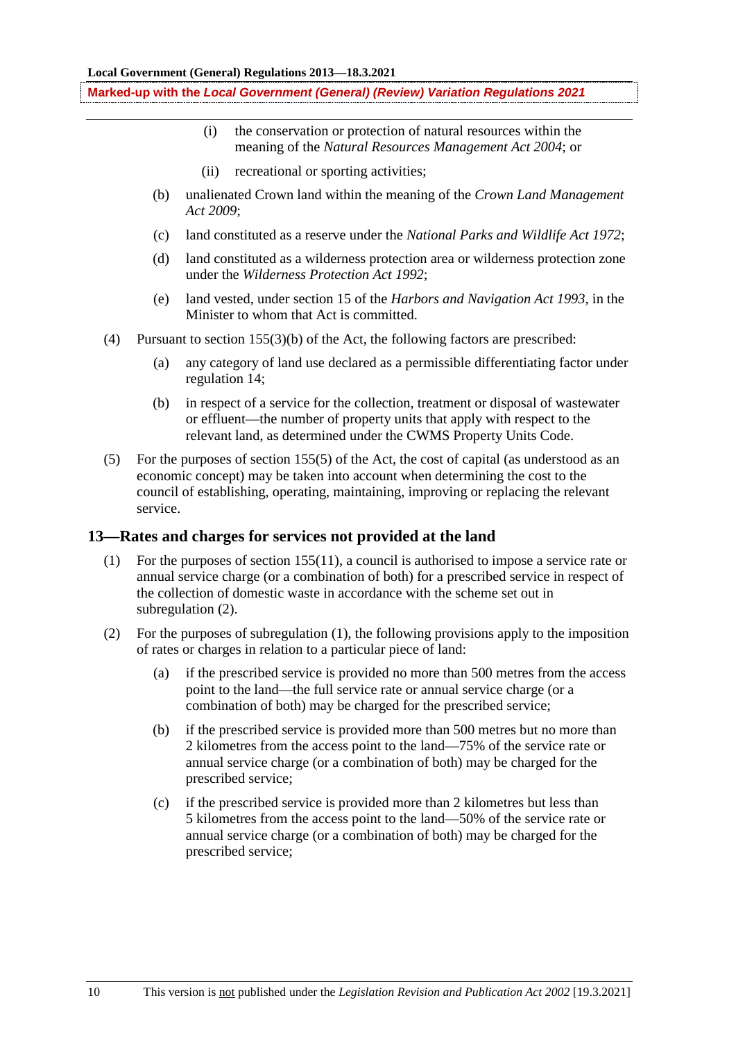(i) the conservation or protection of natural resources within the meaning of the *Natural Resources Management Act 2004*; or

(ii) recreational or sporting activities;

(b) unalienated Crown land within the meaning of the *Crown Land Management Act 2009*;

(c) land constituted as a reserve under the *National Parks and Wildlife Act 1972*;

(d) land constituted as a wilderness protection area or wilderness protection zone under the *Wilderness Protection Act 1992*;

(e) land vested, under section 15 of the *Harbors and Navigation Act 1993*, in the Minister to whom that Act is committed.

(4) Pursuant to section 155(3)(b) of the Act, the following factors are prescribed:

(a) any category of land use declared as a permissible differentiating factor under regulation 14;

(b) in respect of a service for the collection, treatment or disposal of wastewater or effluent—the number of property units that apply with respect to the relevant land, as determined under the CWMS Property Units Code.

(5) For the purposes of section 155(5) of the Act, the cost of capital (as understood as an economic concept) may be taken into account when determining the cost to the council of establishing, operating, maintaining, improving or replacing the relevant service.

## 13—Rates and charges for services not provided at the land

(1) For the purposes of section 155(11), a council is authorised to impose a service rate or annual service charge (or a combination of both) for a prescribed service in respect of the collection of domestic waste in accordance with the scheme set out in subregulation (2).

(2) For the purposes of subregulation (1), the following provisions apply to the imposition of rates or charges in relation to a particular piece of land:

(a) if the prescribed service is provided no more than 500 metres from the access point to the land—the full service rate or annual service charge (or a combination of both) may be charged for the prescribed service;

(b) if the prescribed service is provided more than 500 metres but no more than 2 kilometres from the access point to the land—75% of the service rate or annual service charge (or a combination of both) may be charged for the prescribed service;

(c) if the prescribed service is provided more than 2 kilometres but less than 5 kilometres from the access point to the land—50% of the service rate or annual service charge (or a combination of both) may be charged for the prescribed service;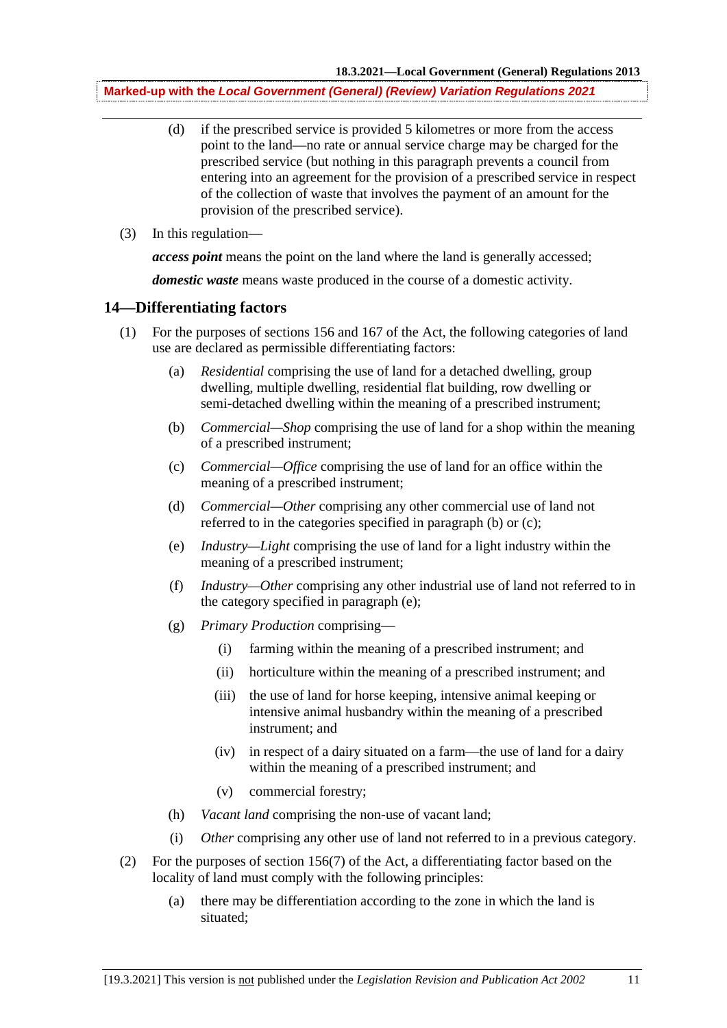(d) if the prescribed service is provided 5 kilometres or more from the access point to the land—no rate or annual service charge may be charged for the prescribed service (but nothing in this paragraph prevents a council from entering into an agreement for the provision of a prescribed service in respect of the collection of waste that involves the payment of an amount for the provision of the prescribed service).

(3) In this regulation—

***access point*** means the point on the land where the land is generally accessed;

***domestic waste*** means waste produced in the course of a domestic activity.

## 14—Differentiating factors

(1) For the purposes of sections 156 and 167 of the Act, the following categories of land use are declared as permissible differentiating factors:

(a) *Residential* comprising the use of land for a detached dwelling, group dwelling, multiple dwelling, residential flat building, row dwelling or semi-detached dwelling within the meaning of a prescribed instrument;

(b) *Commercial—Shop* comprising the use of land for a shop within the meaning of a prescribed instrument;

(c) *Commercial—Office* comprising the use of land for an office within the meaning of a prescribed instrument;

(d) *Commercial—Other* comprising any other commercial use of land not referred to in the categories specified in paragraph (b) or (c);

(e) *Industry—Light* comprising the use of land for a light industry within the meaning of a prescribed instrument;

(f) *Industry—Other* comprising any other industrial use of land not referred to in the category specified in paragraph (e);

(g) *Primary Production* comprising—

(i) farming within the meaning of a prescribed instrument; and

(ii) horticulture within the meaning of a prescribed instrument; and

(iii) the use of land for horse keeping, intensive animal keeping or intensive animal husbandry within the meaning of a prescribed instrument; and

(iv) in respect of a dairy situated on a farm—the use of land for a dairy within the meaning of a prescribed instrument; and

(v) commercial forestry;

(h) *Vacant land* comprising the non-use of vacant land;

(i) *Other* comprising any other use of land not referred to in a previous category.

(2) For the purposes of section 156(7) of the Act, a differentiating factor based on the locality of land must comply with the following principles:

(a) there may be differentiation according to the zone in which the land is situated;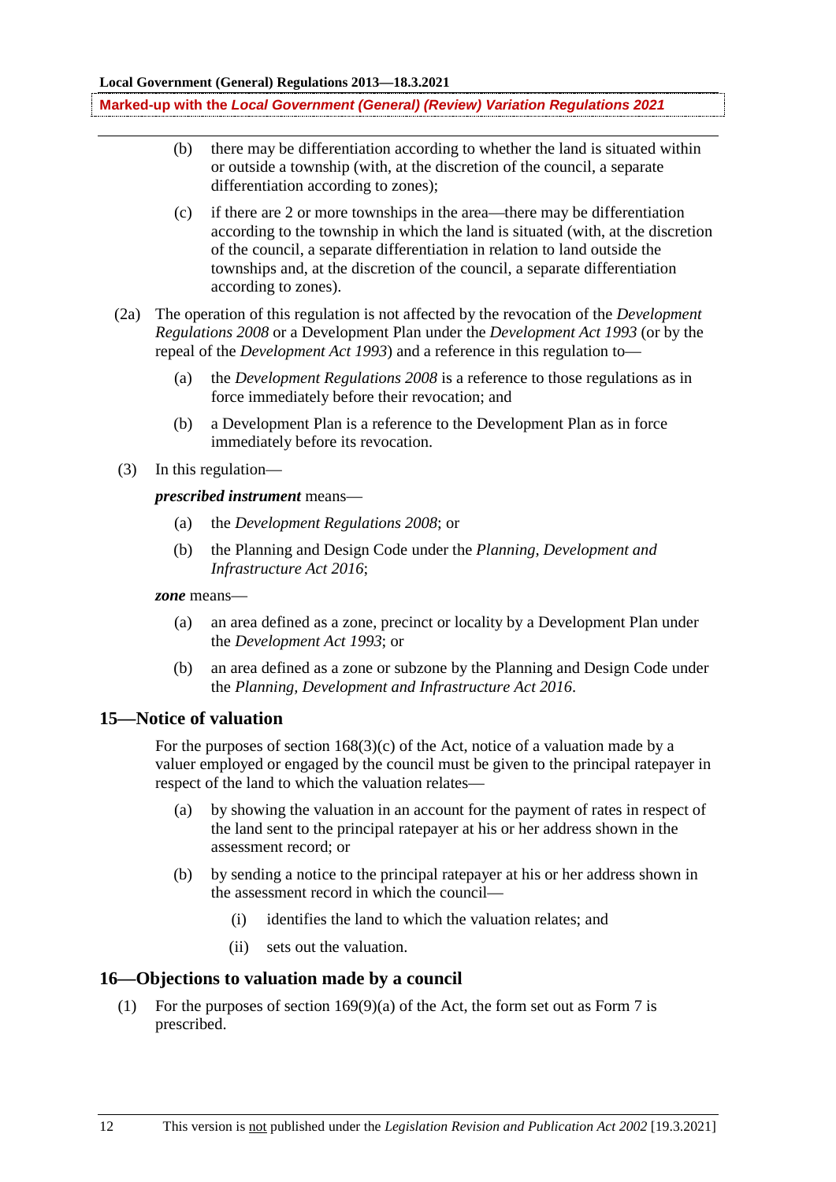(b) there may be differentiation according to whether the land is situated within or outside a township (with, at the discretion of the council, a separate differentiation according to zones);

(c) if there are 2 or more townships in the area—there may be differentiation according to the township in which the land is situated (with, at the discretion of the council, a separate differentiation in relation to land outside the townships and, at the discretion of the council, a separate differentiation according to zones).

(2a) The operation of this regulation is not affected by the revocation of the *Development Regulations 2008* or a Development Plan under the *Development Act 1993* (or by the repeal of the *Development Act 1993*) and a reference in this regulation to—

(a) the *Development Regulations 2008* is a reference to those regulations as in force immediately before their revocation; and

(b) a Development Plan is a reference to the Development Plan as in force immediately before its revocation.

(3) In this regulation—

***prescribed instrument*** means—

(a) the *Development Regulations 2008*; or

(b) the Planning and Design Code under the *Planning, Development and Infrastructure Act 2016*;

***zone*** means—

(a) an area defined as a zone, precinct or locality by a Development Plan under the *Development Act 1993*; or

(b) an area defined as a zone or subzone by the Planning and Design Code under the *Planning, Development and Infrastructure Act 2016*.

## 15—Notice of valuation

For the purposes of section 168(3)(c) of the Act, notice of a valuation made by a valuer employed or engaged by the council must be given to the principal ratepayer in respect of the land to which the valuation relates—

(a) by showing the valuation in an account for the payment of rates in respect of the land sent to the principal ratepayer at his or her address shown in the assessment record; or

(b) by sending a notice to the principal ratepayer at his or her address shown in the assessment record in which the council—

(i) identifies the land to which the valuation relates; and

(ii) sets out the valuation.

## 16—Objections to valuation made by a council

(1) For the purposes of section 169(9)(a) of the Act, the form set out as Form 7 is prescribed.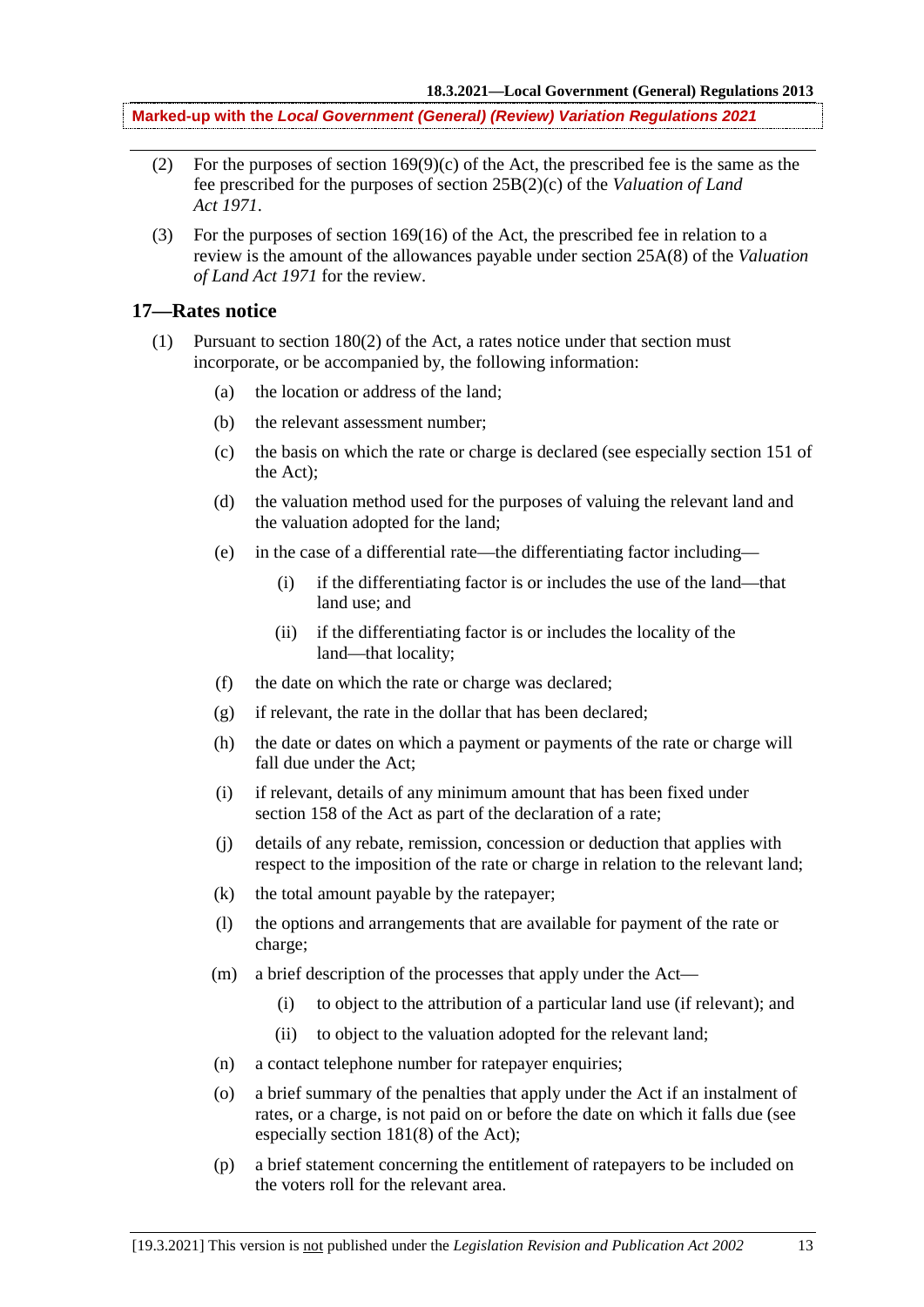(2) For the purposes of section 169(9)(c) of the Act, the prescribed fee is the same as the fee prescribed for the purposes of section 25B(2)(c) of the *Valuation of Land Act 1971*.

(3) For the purposes of section 169(16) of the Act, the prescribed fee in relation to a review is the amount of the allowances payable under section 25A(8) of the *Valuation of Land Act 1971* for the review.

## 17—Rates notice

(1) Pursuant to section 180(2) of the Act, a rates notice under that section must incorporate, or be accompanied by, the following information:

- (a) the location or address of the land;
- (b) the relevant assessment number;
- (c) the basis on which the rate or charge is declared (see especially section 151 of the Act);
- (d) the valuation method used for the purposes of valuing the relevant land and the valuation adopted for the land;
- (e) in the case of a differential rate—the differentiating factor including—
  - (i) if the differentiating factor is or includes the use of the land—that land use; and
  - (ii) if the differentiating factor is or includes the locality of the land—that locality;
- (f) the date on which the rate or charge was declared;
- (g) if relevant, the rate in the dollar that has been declared;
- (h) the date or dates on which a payment or payments of the rate or charge will fall due under the Act;
- (i) if relevant, details of any minimum amount that has been fixed under section 158 of the Act as part of the declaration of a rate;
- (j) details of any rebate, remission, concession or deduction that applies with respect to the imposition of the rate or charge in relation to the relevant land;
- (k) the total amount payable by the ratepayer;
- (l) the options and arrangements that are available for payment of the rate or charge;
- (m) a brief description of the processes that apply under the Act—
  - (i) to object to the attribution of a particular land use (if relevant); and
  - (ii) to object to the valuation adopted for the relevant land;
- (n) a contact telephone number for ratepayer enquiries;
- (o) a brief summary of the penalties that apply under the Act if an instalment of rates, or a charge, is not paid on or before the date on which it falls due (see especially section 181(8) of the Act);
- (p) a brief statement concerning the entitlement of ratepayers to be included on the voters roll for the relevant area.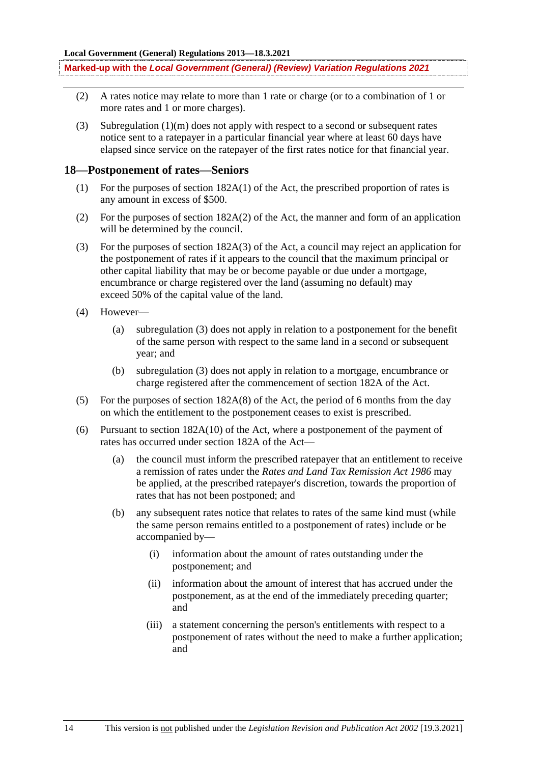(2) A rates notice may relate to more than 1 rate or charge (or to a combination of 1 or more rates and 1 or more charges).

(3) Subregulation (1)(m) does not apply with respect to a second or subsequent rates notice sent to a ratepayer in a particular financial year where at least 60 days have elapsed since service on the ratepayer of the first rates notice for that financial year.

## 18—Postponement of rates—Seniors

(1) For the purposes of section 182A(1) of the Act, the prescribed proportion of rates is any amount in excess of $500.

(2) For the purposes of section 182A(2) of the Act, the manner and form of an application will be determined by the council.

(3) For the purposes of section 182A(3) of the Act, a council may reject an application for the postponement of rates if it appears to the council that the maximum principal or other capital liability that may be or become payable or due under a mortgage, encumbrance or charge registered over the land (assuming no default) may exceed 50% of the capital value of the land.

(4) However—

(a) subregulation (3) does not apply in relation to a postponement for the benefit of the same person with respect to the same land in a second or subsequent year; and

(b) subregulation (3) does not apply in relation to a mortgage, encumbrance or charge registered after the commencement of section 182A of the Act.

(5) For the purposes of section 182A(8) of the Act, the period of 6 months from the day on which the entitlement to the postponement ceases to exist is prescribed.

(6) Pursuant to section 182A(10) of the Act, where a postponement of the payment of rates has occurred under section 182A of the Act—

(a) the council must inform the prescribed ratepayer that an entitlement to receive a remission of rates under the *Rates and Land Tax Remission Act 1986* may be applied, at the prescribed ratepayer's discretion, towards the proportion of rates that has not been postponed; and

(b) any subsequent rates notice that relates to rates of the same kind must (while the same person remains entitled to a postponement of rates) include or be accompanied by—

(i) information about the amount of rates outstanding under the postponement; and

(ii) information about the amount of interest that has accrued under the postponement, as at the end of the immediately preceding quarter; and

(iii) a statement concerning the person's entitlements with respect to a postponement of rates without the need to make a further application; and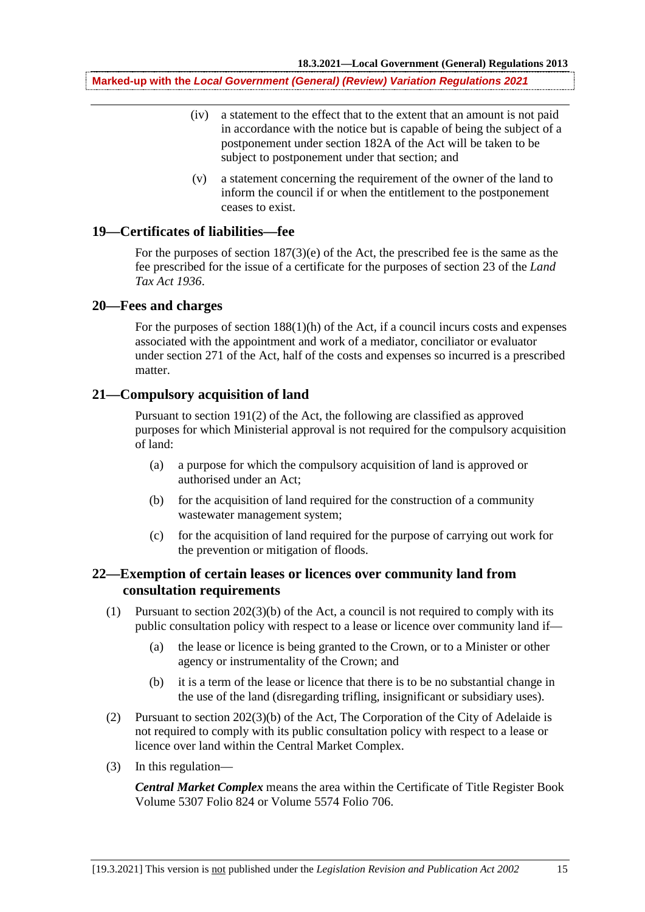(iv) a statement to the effect that to the extent that an amount is not paid in accordance with the notice but is capable of being the subject of a postponement under section 182A of the Act will be taken to be subject to postponement under that section; and

(v) a statement concerning the requirement of the owner of the land to inform the council if or when the entitlement to the postponement ceases to exist.

## 19—Certificates of liabilities—fee

For the purposes of section 187(3)(e) of the Act, the prescribed fee is the same as the fee prescribed for the issue of a certificate for the purposes of section 23 of the *Land Tax Act 1936*.

## 20—Fees and charges

For the purposes of section 188(1)(h) of the Act, if a council incurs costs and expenses associated with the appointment and work of a mediator, conciliator or evaluator under section 271 of the Act, half of the costs and expenses so incurred is a prescribed matter.

## 21—Compulsory acquisition of land

Pursuant to section 191(2) of the Act, the following are classified as approved purposes for which Ministerial approval is not required for the compulsory acquisition of land:

(a) a purpose for which the compulsory acquisition of land is approved or authorised under an Act;

(b) for the acquisition of land required for the construction of a community wastewater management system;

(c) for the acquisition of land required for the purpose of carrying out work for the prevention or mitigation of floods.

## 22—Exemption of certain leases or licences over community land from consultation requirements

(1) Pursuant to section 202(3)(b) of the Act, a council is not required to comply with its public consultation policy with respect to a lease or licence over community land if—

(a) the lease or licence is being granted to the Crown, or to a Minister or other agency or instrumentality of the Crown; and

(b) it is a term of the lease or licence that there is to be no substantial change in the use of the land (disregarding trifling, insignificant or subsidiary uses).

(2) Pursuant to section 202(3)(b) of the Act, The Corporation of the City of Adelaide is not required to comply with its public consultation policy with respect to a lease or licence over land within the Central Market Complex.

(3) In this regulation—

***Central Market Complex*** means the area within the Certificate of Title Register Book Volume 5307 Folio 824 or Volume 5574 Folio 706.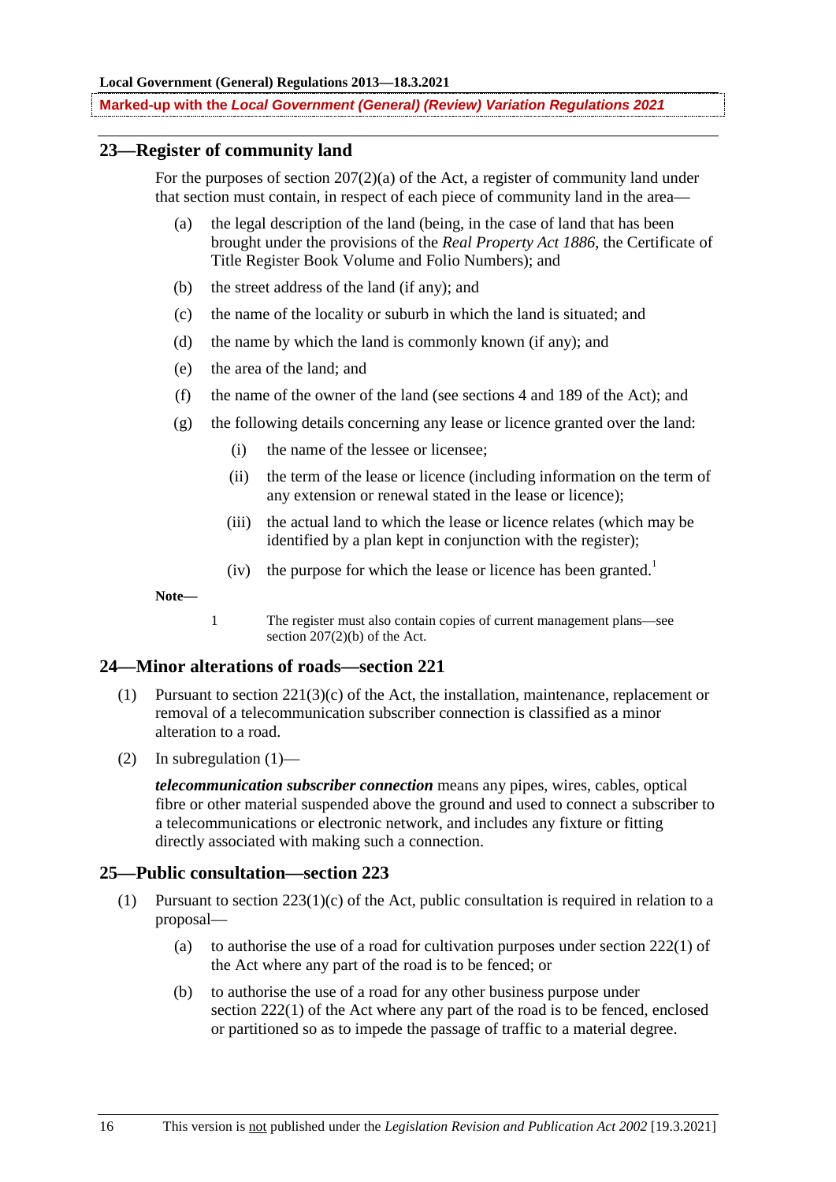## 23—Register of community land

For the purposes of section 207(2)(a) of the Act, a register of community land under that section must contain, in respect of each piece of community land in the area—

(a) the legal description of the land (being, in the case of land that has been brought under the provisions of the *Real Property Act 1886*, the Certificate of Title Register Book Volume and Folio Numbers); and

(b) the street address of the land (if any); and

(c) the name of the locality or suburb in which the land is situated; and

(d) the name by which the land is commonly known (if any); and

(e) the area of the land; and

(f) the name of the owner of the land (see sections 4 and 189 of the Act); and

(g) the following details concerning any lease or licence granted over the land:

(i) the name of the lessee or licensee;

(ii) the term of the lease or licence (including information on the term of any extension or renewal stated in the lease or licence);

(iii) the actual land to which the lease or licence relates (which may be identified by a plan kept in conjunction with the register);

(iv) the purpose for which the lease or licence has been granted.[1]

**Note—**

1 The register must also contain copies of current management plans—see section 207(2)(b) of the Act.

## 24—Minor alterations of roads—section 221

(1) Pursuant to section 221(3)(c) of the Act, the installation, maintenance, replacement or removal of a telecommunication subscriber connection is classified as a minor alteration to a road.

(2) In subregulation (1)—

***telecommunication subscriber connection*** means any pipes, wires, cables, optical fibre or other material suspended above the ground and used to connect a subscriber to a telecommunications or electronic network, and includes any fixture or fitting directly associated with making such a connection.

## 25—Public consultation—section 223

(1) Pursuant to section 223(1)(c) of the Act, public consultation is required in relation to a proposal—

(a) to authorise the use of a road for cultivation purposes under section 222(1) of the Act where any part of the road is to be fenced; or

(b) to authorise the use of a road for any other business purpose under section 222(1) of the Act where any part of the road is to be fenced, enclosed or partitioned so as to impede the passage of traffic to a material degree.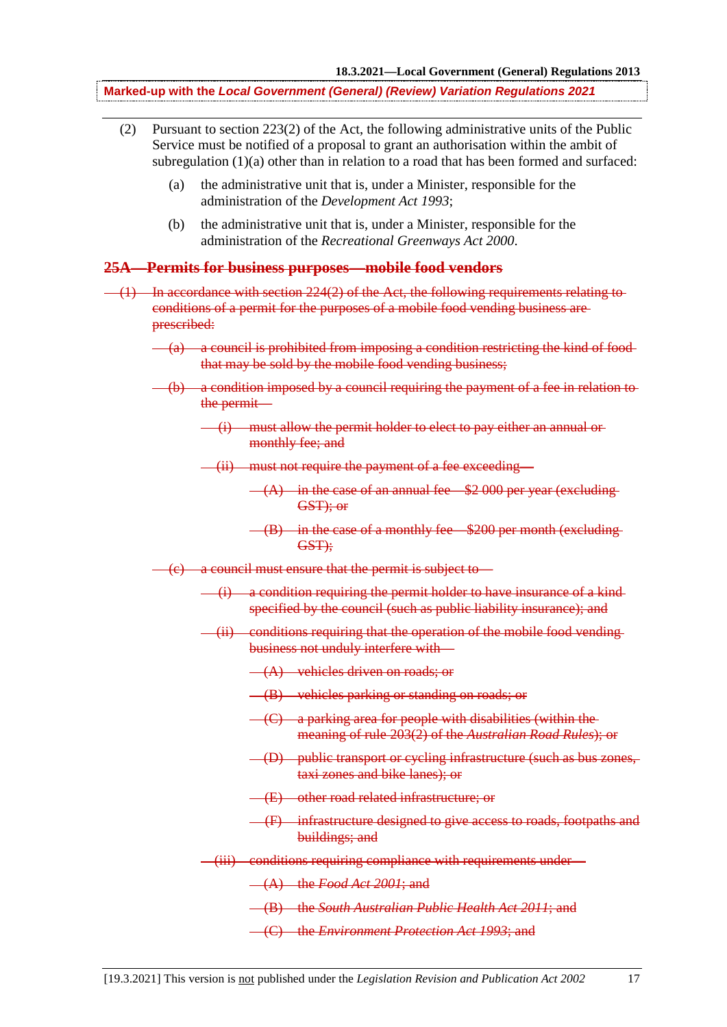(2) Pursuant to section 223(2) of the Act, the following administrative units of the Public Service must be notified of a proposal to grant an authorisation within the ambit of subregulation (1)(a) other than in relation to a road that has been formed and surfaced:

(a) the administrative unit that is, under a Minister, responsible for the administration of the *Development Act 1993*;

(b) the administrative unit that is, under a Minister, responsible for the administration of the *Recreational Greenways Act 2000*.

### ~~25A—Permits for business purposes—mobile food vendors~~

~~(1) In accordance with section 224(2) of the Act, the following requirements relating to conditions of a permit for the purposes of a mobile food vending business are prescribed:~~

~~(a) a council is prohibited from imposing a condition restricting the kind of food that may be sold by the mobile food vending business;~~

~~(b) a condition imposed by a council requiring the payment of a fee in relation to the permit—~~

~~(i) must allow the permit holder to elect to pay either an annual or monthly fee; and~~

~~(ii) must not require the payment of a fee exceeding—~~

~~(A) in the case of an annual fee—$2 000 per year (excluding GST); or~~

~~(B) in the case of a monthly fee—$200 per month (excluding GST);~~

~~(c) a council must ensure that the permit is subject to—~~

~~(i) a condition requiring the permit holder to have insurance of a kind specified by the council (such as public liability insurance); and~~

~~(ii) conditions requiring that the operation of the mobile food vending business not unduly interfere with—~~

~~(A) vehicles driven on roads; or~~

~~(B) vehicles parking or standing on roads; or~~

~~(C) a parking area for people with disabilities (within the meaning of rule 203(2) of the *Australian Road Rules*); or~~

~~(D) public transport or cycling infrastructure (such as bus zones, taxi zones and bike lanes); or~~

~~(E) other road related infrastructure; or~~

~~(F) infrastructure designed to give access to roads, footpaths and buildings; and~~

~~(iii) conditions requiring compliance with requirements under—~~

~~(A) the *Food Act 2001*; and~~

~~(B) the *South Australian Public Health Act 2011*; and~~

~~(C) the *Environment Protection Act 1993*; and~~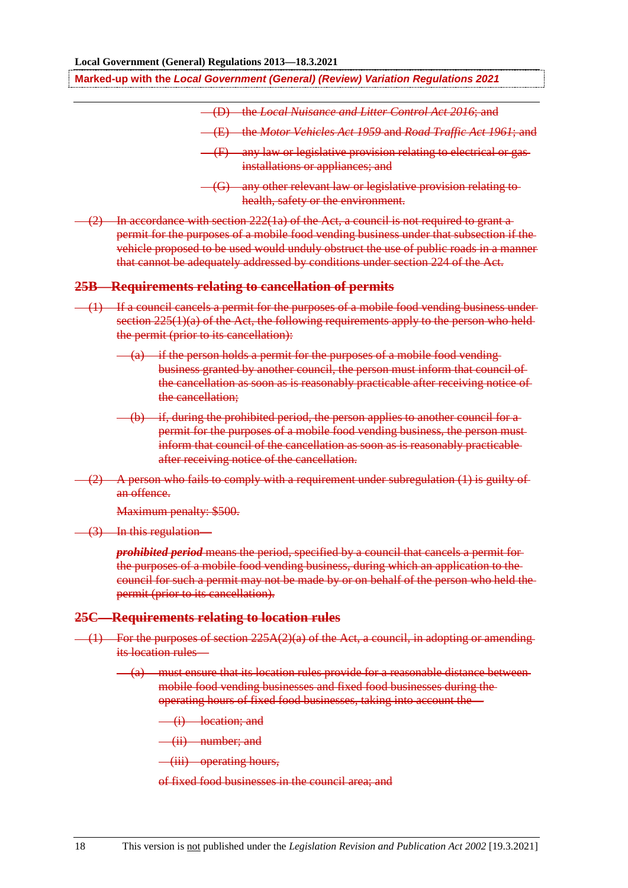(D) the *Local Nuisance and Litter Control Act 2016*; and

(E) the *Motor Vehicles Act 1959* and *Road Traffic Act 1961*; and

(F) any law or legislative provision relating to electrical or gas installations or appliances; and

(G) any other relevant law or legislative provision relating to health, safety or the environment.

(2) In accordance with section 222(1a) of the Act, a council is not required to grant a permit for the purposes of a mobile food vending business under that subsection if the vehicle proposed to be used would unduly obstruct the use of public roads in a manner that cannot be adequately addressed by conditions under section 224 of the Act.

## 25B—Requirements relating to cancellation of permits

(1) If a council cancels a permit for the purposes of a mobile food vending business under section 225(1)(a) of the Act, the following requirements apply to the person who held the permit (prior to its cancellation):

(a) if the person holds a permit for the purposes of a mobile food vending business granted by another council, the person must inform that council of the cancellation as soon as is reasonably practicable after receiving notice of the cancellation;

(b) if, during the prohibited period, the person applies to another council for a permit for the purposes of a mobile food vending business, the person must inform that council of the cancellation as soon as is reasonably practicable after receiving notice of the cancellation.

(2) A person who fails to comply with a requirement under subregulation (1) is guilty of an offence.

Maximum penalty: $500.

(3) In this regulation—

***prohibited period*** means the period, specified by a council that cancels a permit for the purposes of a mobile food vending business, during which an application to the council for such a permit may not be made by or on behalf of the person who held the permit (prior to its cancellation).

## 25C—Requirements relating to location rules

(1) For the purposes of section 225A(2)(a) of the Act, a council, in adopting or amending its location rules—

(a) must ensure that its location rules provide for a reasonable distance between mobile food vending businesses and fixed food businesses during the operating hours of fixed food businesses, taking into account the—

(i) location; and

(ii) number; and

(iii) operating hours,

of fixed food businesses in the council area; and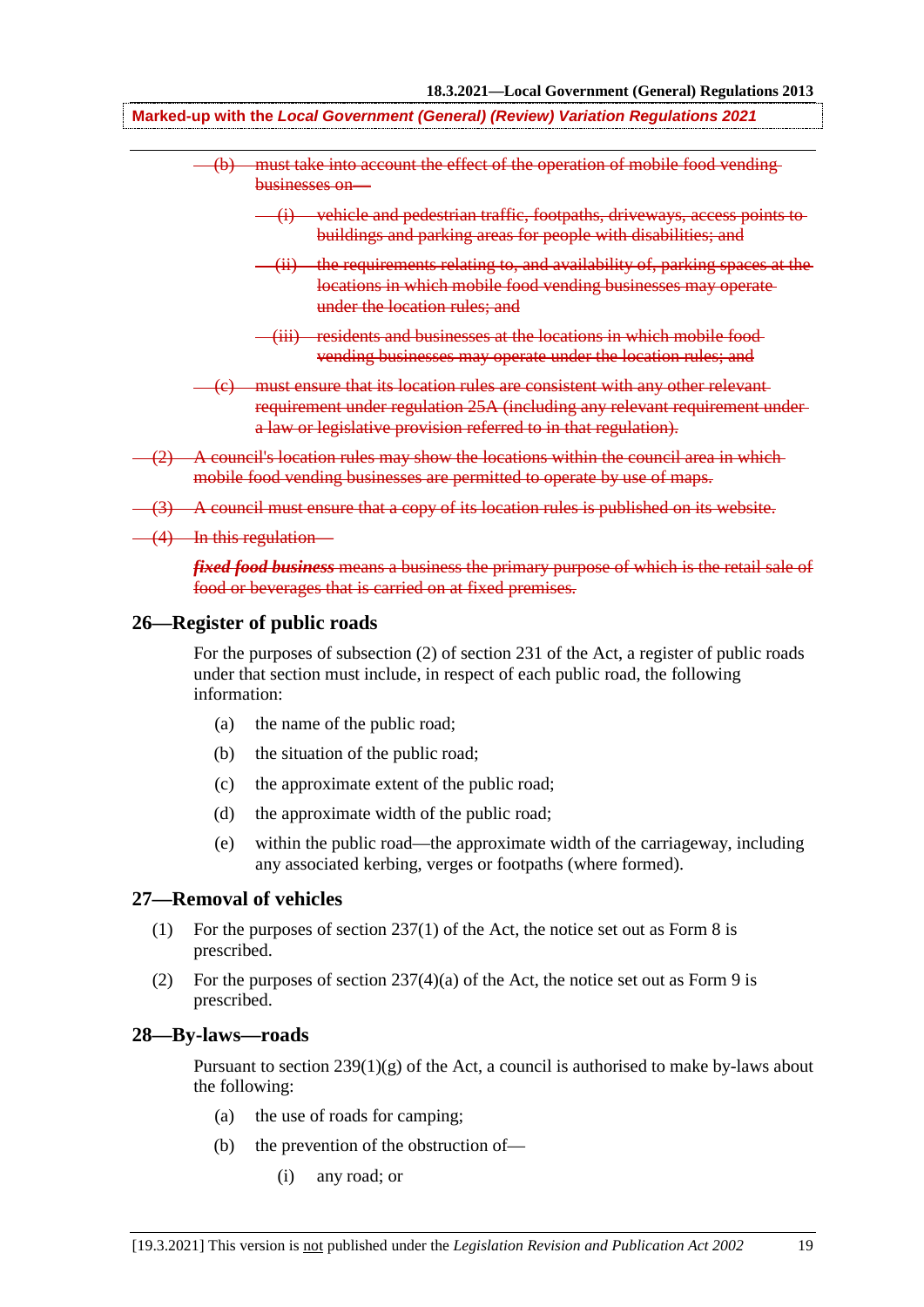~~(b) must take into account the effect of the operation of mobile food vending businesses on—~~

~~(i) vehicle and pedestrian traffic, footpaths, driveways, access points to buildings and parking areas for people with disabilities; and~~

~~(ii) the requirements relating to, and availability of, parking spaces at the locations in which mobile food vending businesses may operate under the location rules; and~~

~~(iii) residents and businesses at the locations in which mobile food vending businesses may operate under the location rules; and~~

~~(c) must ensure that its location rules are consistent with any other relevant requirement under regulation 25A (including any relevant requirement under a law or legislative provision referred to in that regulation).~~

~~(2) A council's location rules may show the locations within the council area in which mobile food vending businesses are permitted to operate by use of maps.~~

~~(3) A council must ensure that a copy of its location rules is published on its website.~~

~~(4) In this regulation—~~

~~***fixed food business*** means a business the primary purpose of which is the retail sale of food or beverages that is carried on at fixed premises.~~

## 26—Register of public roads

For the purposes of subsection (2) of section 231 of the Act, a register of public roads under that section must include, in respect of each public road, the following information:

(a) the name of the public road;

(b) the situation of the public road;

(c) the approximate extent of the public road;

(d) the approximate width of the public road;

(e) within the public road—the approximate width of the carriageway, including any associated kerbing, verges or footpaths (where formed).

## 27—Removal of vehicles

(1) For the purposes of section 237(1) of the Act, the notice set out as Form 8 is prescribed.

(2) For the purposes of section 237(4)(a) of the Act, the notice set out as Form 9 is prescribed.

## 28—By-laws—roads

Pursuant to section 239(1)(g) of the Act, a council is authorised to make by-laws about the following:

(a) the use of roads for camping;

(b) the prevention of the obstruction of—

(i) any road; or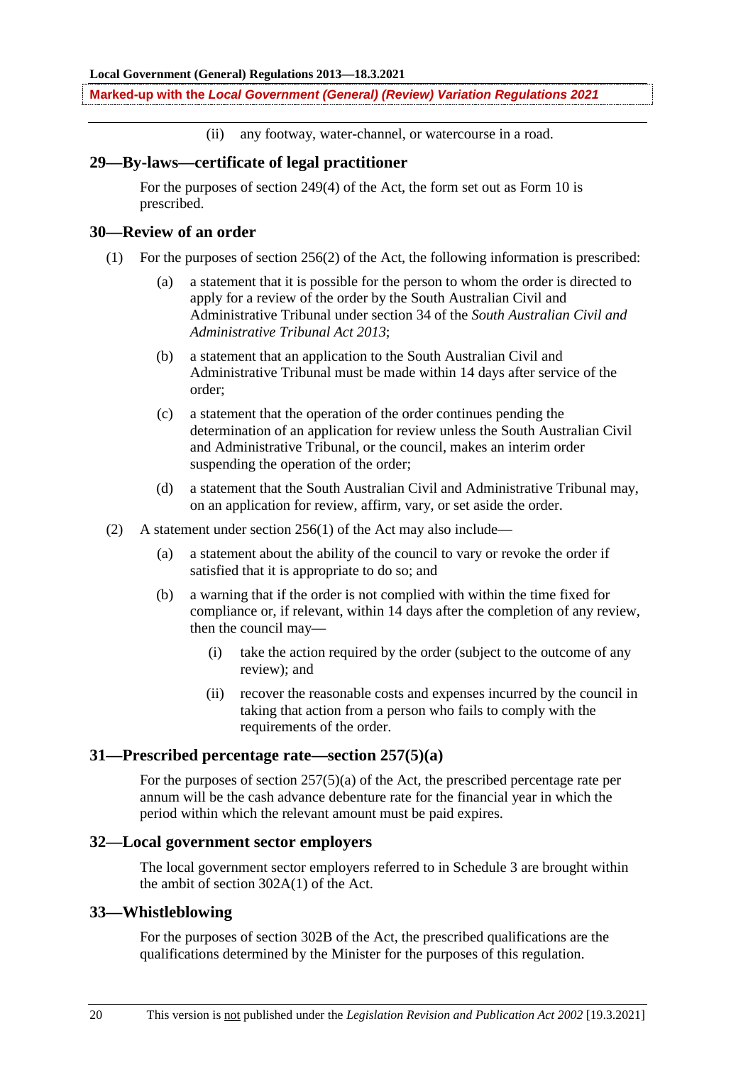(ii) any footway, water-channel, or watercourse in a road.

## 29—By-laws—certificate of legal practitioner

For the purposes of section 249(4) of the Act, the form set out as Form 10 is prescribed.

## 30—Review of an order

(1) For the purposes of section 256(2) of the Act, the following information is prescribed:

(a) a statement that it is possible for the person to whom the order is directed to apply for a review of the order by the South Australian Civil and Administrative Tribunal under section 34 of the *South Australian Civil and Administrative Tribunal Act 2013*;

(b) a statement that an application to the South Australian Civil and Administrative Tribunal must be made within 14 days after service of the order;

(c) a statement that the operation of the order continues pending the determination of an application for review unless the South Australian Civil and Administrative Tribunal, or the council, makes an interim order suspending the operation of the order;

(d) a statement that the South Australian Civil and Administrative Tribunal may, on an application for review, affirm, vary, or set aside the order.

(2) A statement under section 256(1) of the Act may also include—

(a) a statement about the ability of the council to vary or revoke the order if satisfied that it is appropriate to do so; and

(b) a warning that if the order is not complied with within the time fixed for compliance or, if relevant, within 14 days after the completion of any review, then the council may—

(i) take the action required by the order (subject to the outcome of any review); and

(ii) recover the reasonable costs and expenses incurred by the council in taking that action from a person who fails to comply with the requirements of the order.

## 31—Prescribed percentage rate—section 257(5)(a)

For the purposes of section 257(5)(a) of the Act, the prescribed percentage rate per annum will be the cash advance debenture rate for the financial year in which the period within which the relevant amount must be paid expires.

## 32—Local government sector employers

The local government sector employers referred to in Schedule 3 are brought within the ambit of section 302A(1) of the Act.

## 33—Whistleblowing

For the purposes of section 302B of the Act, the prescribed qualifications are the qualifications determined by the Minister for the purposes of this regulation.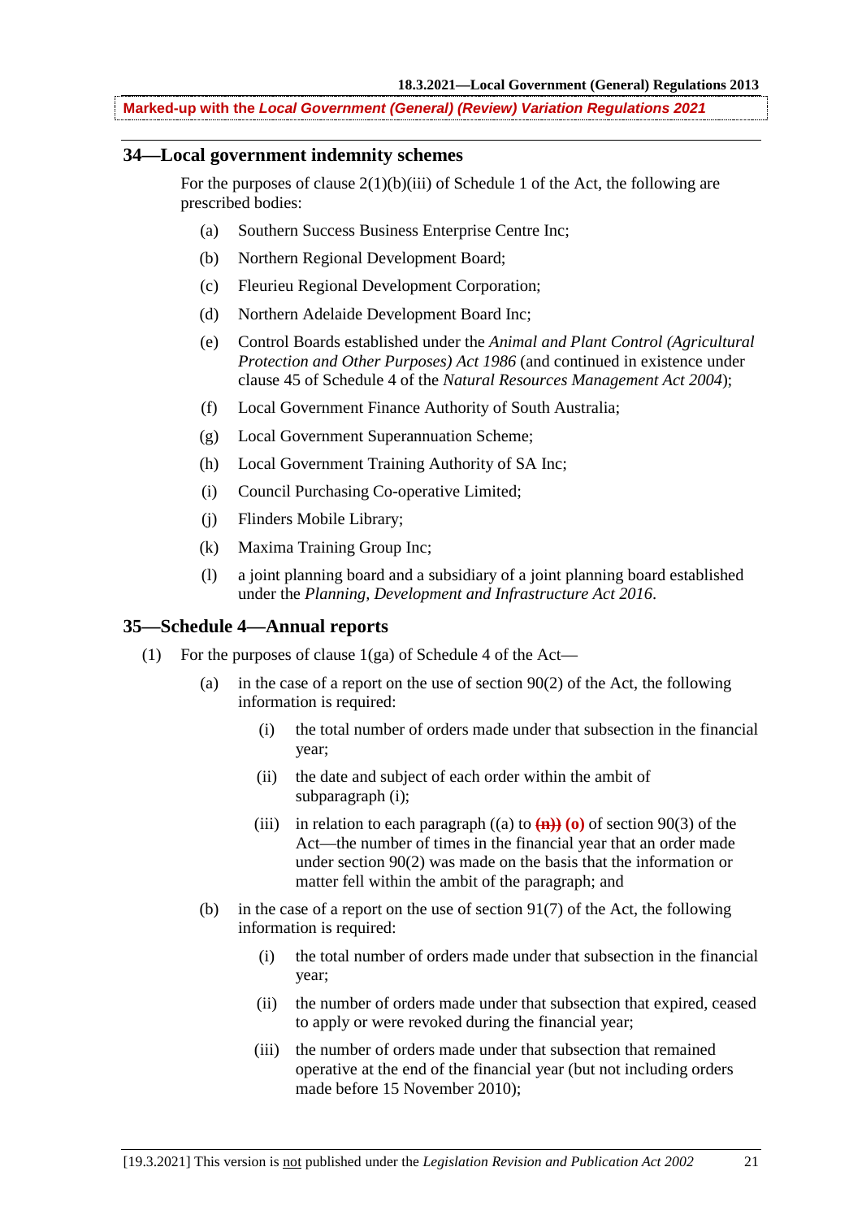## 34—Local government indemnity schemes

For the purposes of clause 2(1)(b)(iii) of Schedule 1 of the Act, the following are prescribed bodies:

(a) Southern Success Business Enterprise Centre Inc;

(b) Northern Regional Development Board;

(c) Fleurieu Regional Development Corporation;

(d) Northern Adelaide Development Board Inc;

(e) Control Boards established under the *Animal and Plant Control (Agricultural Protection and Other Purposes) Act 1986* (and continued in existence under clause 45 of Schedule 4 of the *Natural Resources Management Act 2004*);

(f) Local Government Finance Authority of South Australia;

(g) Local Government Superannuation Scheme;

(h) Local Government Training Authority of SA Inc;

(i) Council Purchasing Co-operative Limited;

(j) Flinders Mobile Library;

(k) Maxima Training Group Inc;

(l) a joint planning board and a subsidiary of a joint planning board established under the *Planning, Development and Infrastructure Act 2016*.

## 35—Schedule 4—Annual reports

(1) For the purposes of clause 1(ga) of Schedule 4 of the Act—

(a) in the case of a report on the use of section 90(2) of the Act, the following information is required:

(i) the total number of orders made under that subsection in the financial year;

(ii) the date and subject of each order within the ambit of subparagraph (i);

(iii) in relation to each paragraph ((a) to ~~(n))~~ **(o)** of section 90(3) of the Act—the number of times in the financial year that an order made under section 90(2) was made on the basis that the information or matter fell within the ambit of the paragraph; and

(b) in the case of a report on the use of section 91(7) of the Act, the following information is required:

(i) the total number of orders made under that subsection in the financial year;

(ii) the number of orders made under that subsection that expired, ceased to apply or were revoked during the financial year;

(iii) the number of orders made under that subsection that remained operative at the end of the financial year (but not including orders made before 15 November 2010);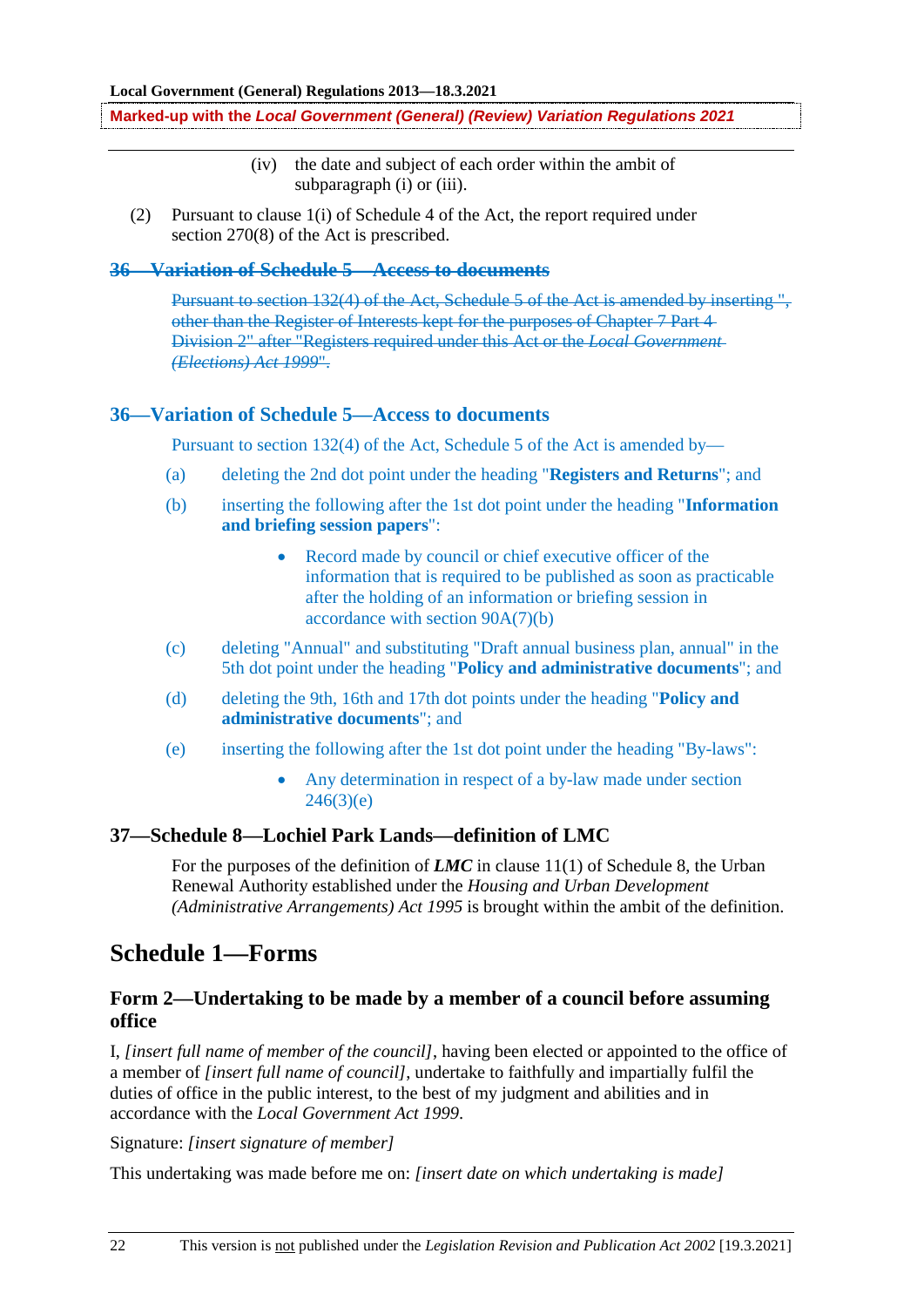(iv) the date and subject of each order within the ambit of subparagraph (i) or (iii).

(2) Pursuant to clause 1(i) of Schedule 4 of the Act, the report required under section 270(8) of the Act is prescribed.

### ~~36—Variation of Schedule 5—Access to documents~~

~~Pursuant to section 132(4) of the Act, Schedule 5 of the Act is amended by inserting ", other than the Register of Interests kept for the purposes of Chapter 7 Part 4 Division 2" after "Registers required under this Act or the *Local Government (Elections) Act 1999*".~~

### 36—Variation of Schedule 5—Access to documents

Pursuant to section 132(4) of the Act, Schedule 5 of the Act is amended by—

(a) deleting the 2nd dot point under the heading "**Registers and Returns**"; and

(b) inserting the following after the 1st dot point under the heading "**Information and briefing session papers**":

- Record made by council or chief executive officer of the information that is required to be published as soon as practicable after the holding of an information or briefing session in accordance with section 90A(7)(b)

(c) deleting "Annual" and substituting "Draft annual business plan, annual" in the 5th dot point under the heading "**Policy and administrative documents**"; and

(d) deleting the 9th, 16th and 17th dot points under the heading "**Policy and administrative documents**"; and

(e) inserting the following after the 1st dot point under the heading "By-laws":

- Any determination in respect of a by-law made under section 246(3)(e)

### 37—Schedule 8—Lochiel Park Lands—definition of LMC

For the purposes of the definition of ***LMC*** in clause 11(1) of Schedule 8, the Urban Renewal Authority established under the *Housing and Urban Development (Administrative Arrangements) Act 1995* is brought within the ambit of the definition.

## Schedule 1—Forms

### Form 2—Undertaking to be made by a member of a council before assuming office

I, *[insert full name of member of the council]*, having been elected or appointed to the office of a member of *[insert full name of council]*, undertake to faithfully and impartially fulfil the duties of office in the public interest, to the best of my judgment and abilities and in accordance with the *Local Government Act 1999*.

Signature: *[insert signature of member]*

This undertaking was made before me on: *[insert date on which undertaking is made]*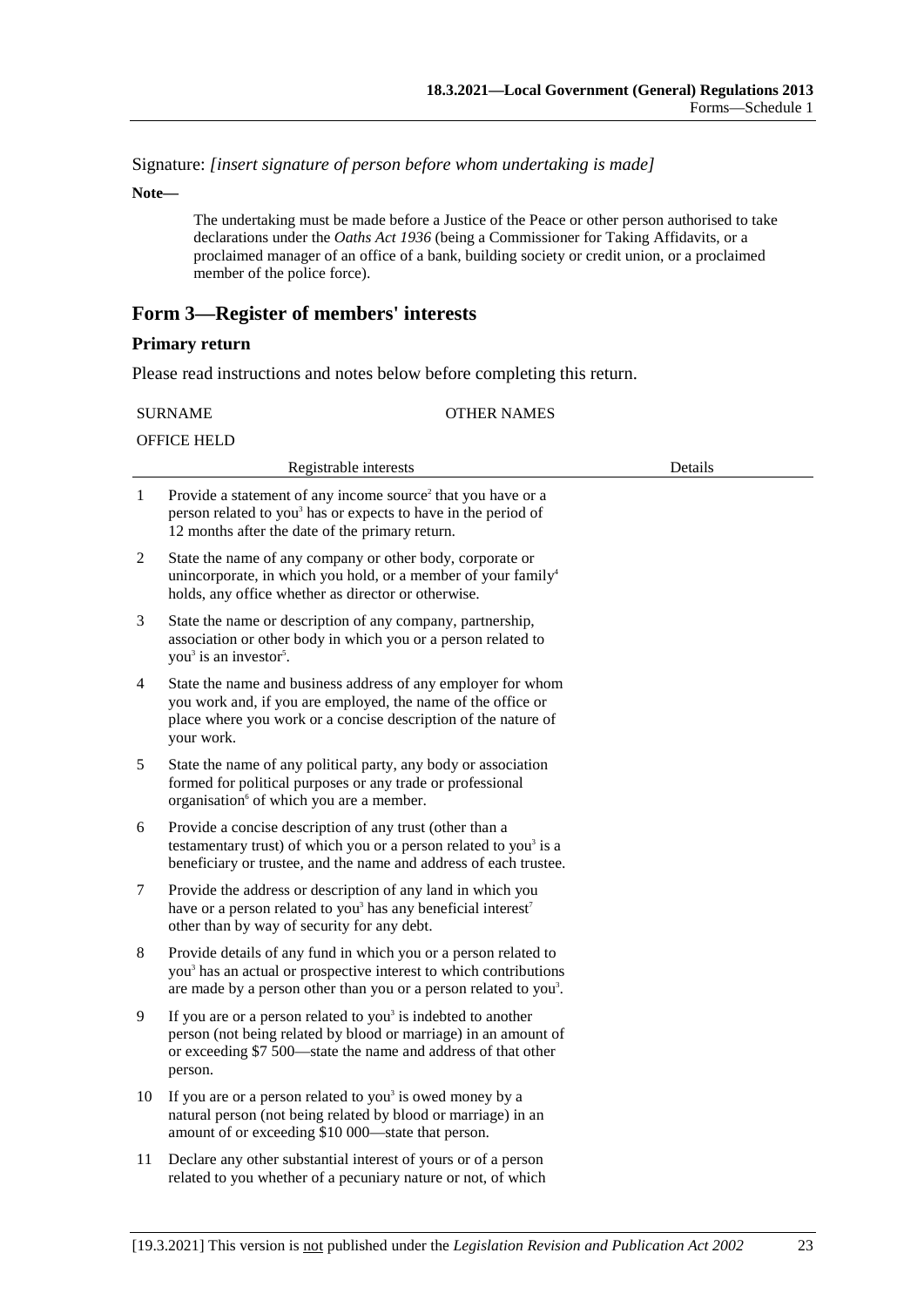Signature: *[insert signature of person before whom undertaking is made]*

**Note—**

The undertaking must be made before a Justice of the Peace or other person authorised to take declarations under the *Oaths Act 1936* (being a Commissioner for Taking Affidavits, or a proclaimed manager of an office of a bank, building society or credit union, or a proclaimed member of the police force).

## Form 3—Register of members' interests

### Primary return

Please read instructions and notes below before completing this return.

SURNAME OTHER NAMES

OFFICE HELD

| | Registrable interests | Details |
|---|---|---|
| 1 | Provide a statement of any income source[2] that you have or a person related to you[3] has or expects to have in the period of 12 months after the date of the primary return. | |
| 2 | State the name of any company or other body, corporate or unincorporate, in which you hold, or a member of your family[4] holds, any office whether as director or otherwise. | |
| 3 | State the name or description of any company, partnership, association or other body in which you or a person related to you[3] is an investor[5]. | |
| 4 | State the name and business address of any employer for whom you work and, if you are employed, the name of the office or place where you work or a concise description of the nature of your work. | |
| 5 | State the name of any political party, any body or association formed for political purposes or any trade or professional organisation[6] of which you are a member. | |
| 6 | Provide a concise description of any trust (other than a testamentary trust) of which you or a person related to you[3] is a beneficiary or trustee, and the name and address of each trustee. | |
| 7 | Provide the address or description of any land in which you have or a person related to you[3] has any beneficial interest[7] other than by way of security for any debt. | |
| 8 | Provide details of any fund in which you or a person related to you[3] has an actual or prospective interest to which contributions are made by a person other than you or a person related to you[3]. | |
| 9 | If you are or a person related to you[3] is indebted to another person (not being related by blood or marriage) in an amount of or exceeding $7 500—state the name and address of that other person. | |
| 10 | If you are or a person related to you[3] is owed money by a natural person (not being related by blood or marriage) in an amount of or exceeding $10 000—state that person. | |
| 11 | Declare any other substantial interest of yours or of a person related to you whether of a pecuniary nature or not, of which | |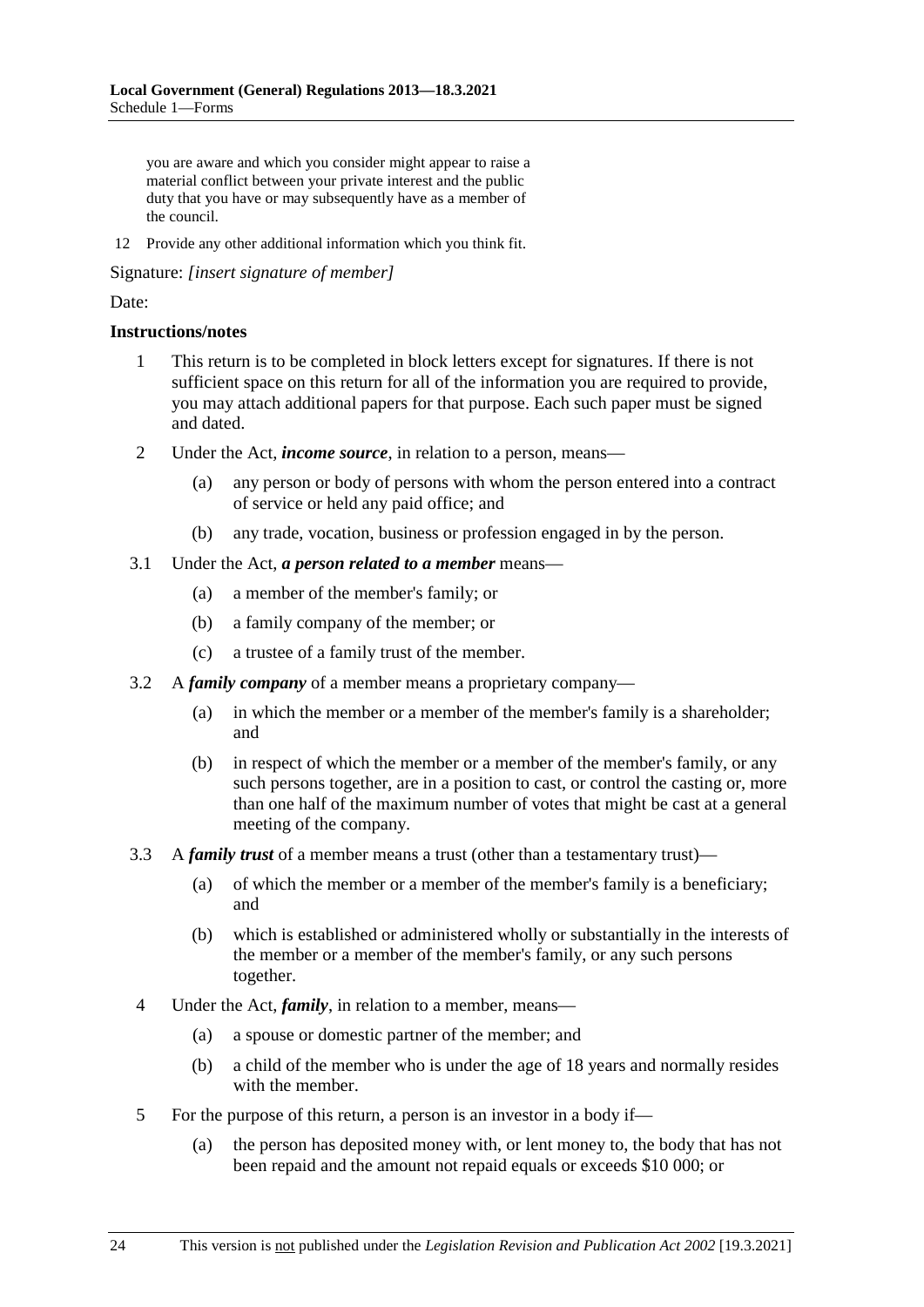you are aware and which you consider might appear to raise a material conflict between your private interest and the public duty that you have or may subsequently have as a member of the council.

12 Provide any other additional information which you think fit.

Signature: *[insert signature of member]*

Date:

**Instructions/notes**

1 This return is to be completed in block letters except for signatures. If there is not sufficient space on this return for all of the information you are required to provide, you may attach additional papers for that purpose. Each such paper must be signed and dated.

2 Under the Act, ***income source***, in relation to a person, means—

(a) any person or body of persons with whom the person entered into a contract of service or held any paid office; and

(b) any trade, vocation, business or profession engaged in by the person.

3.1 Under the Act, ***a person related to a member*** means—

(a) a member of the member's family; or

(b) a family company of the member; or

(c) a trustee of a family trust of the member.

3.2 A ***family company*** of a member means a proprietary company—

(a) in which the member or a member of the member's family is a shareholder; and

(b) in respect of which the member or a member of the member's family, or any such persons together, are in a position to cast, or control the casting or, more than one half of the maximum number of votes that might be cast at a general meeting of the company.

3.3 A ***family trust*** of a member means a trust (other than a testamentary trust)—

(a) of which the member or a member of the member's family is a beneficiary; and

(b) which is established or administered wholly or substantially in the interests of the member or a member of the member's family, or any such persons together.

4 Under the Act, ***family***, in relation to a member, means—

(a) a spouse or domestic partner of the member; and

(b) a child of the member who is under the age of 18 years and normally resides with the member.

5 For the purpose of this return, a person is an investor in a body if—

(a) the person has deposited money with, or lent money to, the body that has not been repaid and the amount not repaid equals or exceeds $10 000; or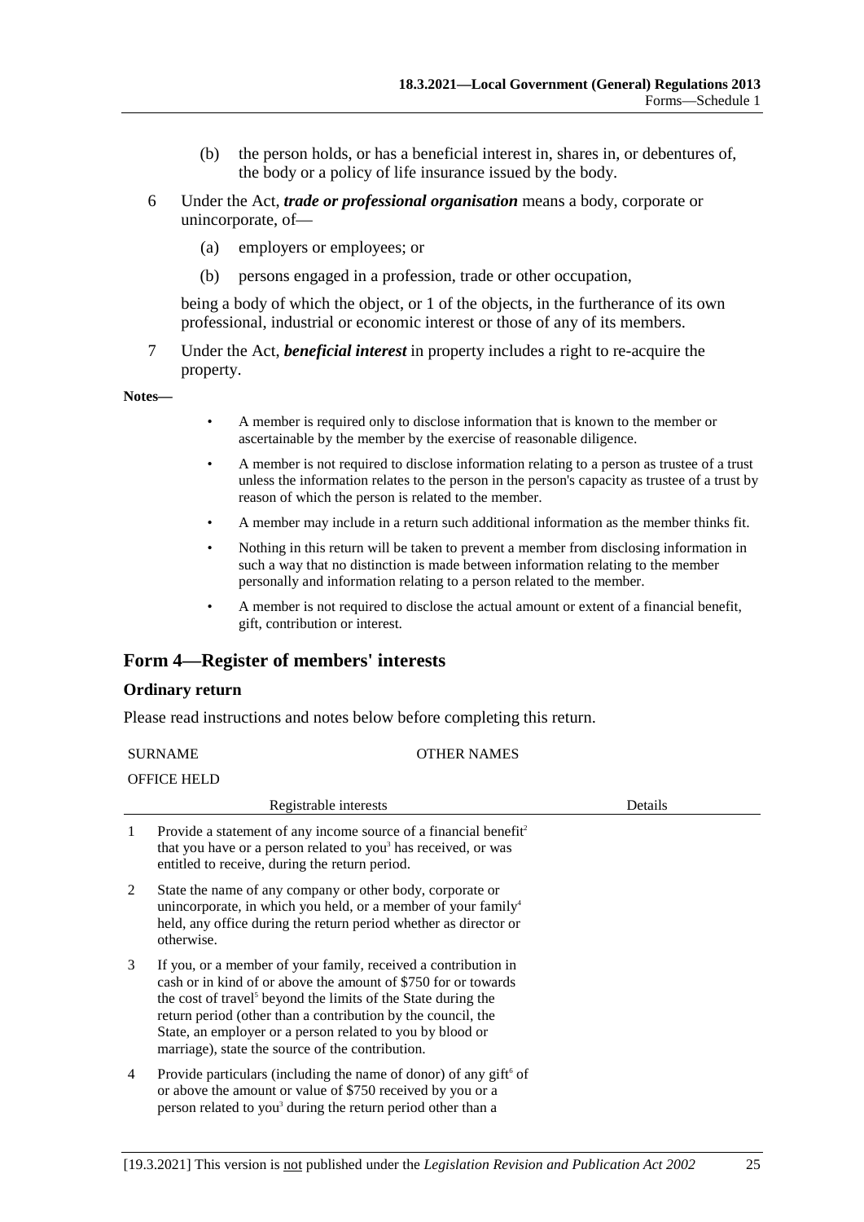(b) the person holds, or has a beneficial interest in, shares in, or debentures of, the body or a policy of life insurance issued by the body.

6 Under the Act, ***trade or professional organisation*** means a body, corporate or unincorporate, of—

(a) employers or employees; or

(b) persons engaged in a profession, trade or other occupation,

being a body of which the object, or 1 of the objects, in the furtherance of its own professional, industrial or economic interest or those of any of its members.

7 Under the Act, ***beneficial interest*** in property includes a right to re-acquire the property.

**Notes—**

- A member is required only to disclose information that is known to the member or ascertainable by the member by the exercise of reasonable diligence.
- A member is not required to disclose information relating to a person as trustee of a trust unless the information relates to the person in the person's capacity as trustee of a trust by reason of which the person is related to the member.
- A member may include in a return such additional information as the member thinks fit.
- Nothing in this return will be taken to prevent a member from disclosing information in such a way that no distinction is made between information relating to the member personally and information relating to a person related to the member.
- A member is not required to disclose the actual amount or extent of a financial benefit, gift, contribution or interest.

## Form 4—Register of members' interests

### Ordinary return

Please read instructions and notes below before completing this return.

SURNAME OTHER NAMES

OFFICE HELD

| | Registrable interests | Details |
|---|---|---|
| 1 | Provide a statement of any income source of a financial benefit[2] that you have or a person related to you[3] has received, or was entitled to receive, during the return period. | |
| 2 | State the name of any company or other body, corporate or unincorporate, in which you held, or a member of your family[4] held, any office during the return period whether as director or otherwise. | |
| 3 | If you, or a member of your family, received a contribution in cash or in kind of or above the amount of $750 for or towards the cost of travel[5] beyond the limits of the State during the return period (other than a contribution by the council, the State, an employer or a person related to you by blood or marriage), state the source of the contribution. | |
| 4 | Provide particulars (including the name of donor) of any gift[6] of or above the amount or value of $750 received by you or a person related to you[3] during the return period other than a | |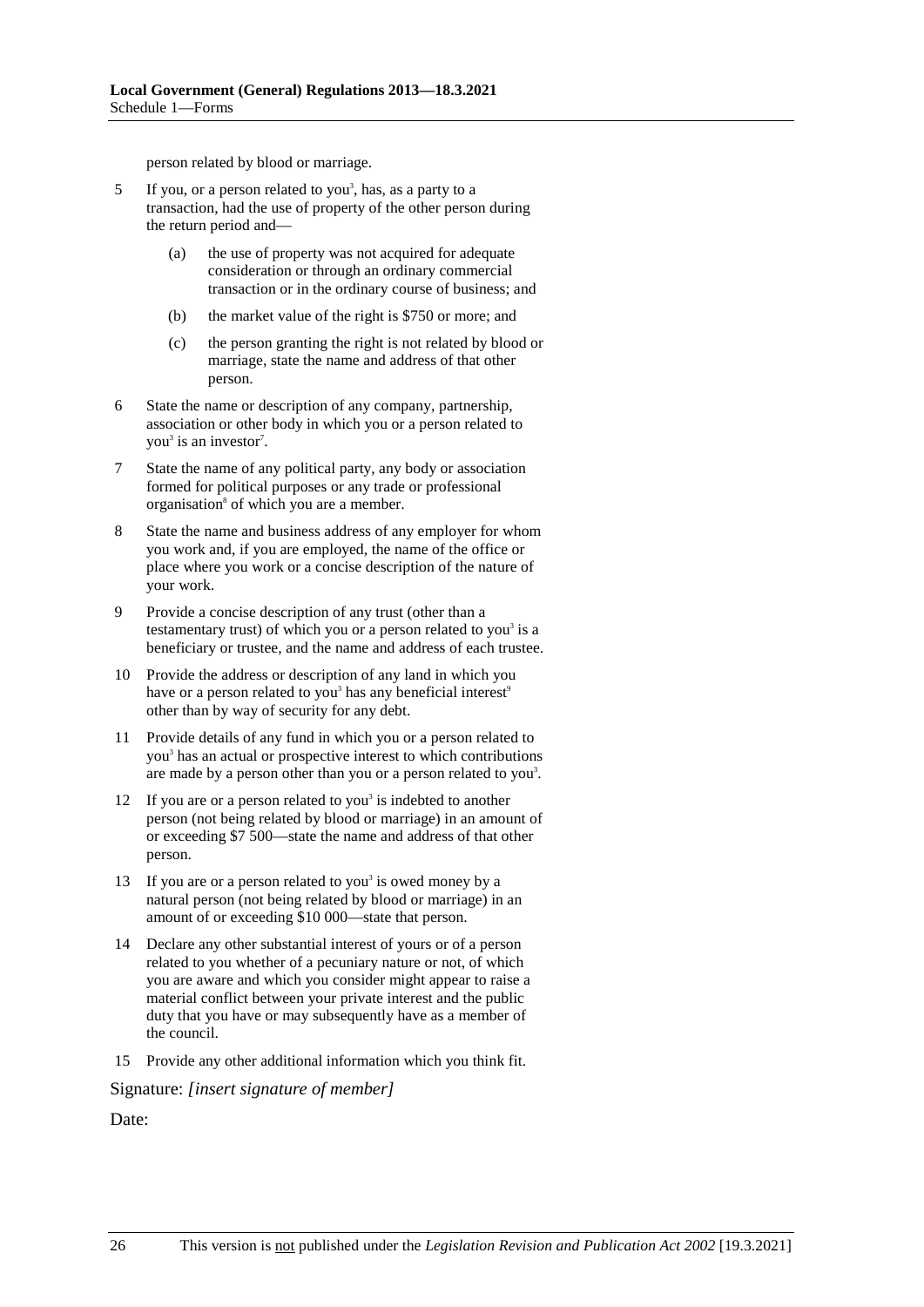person related by blood or marriage.

5 If you, or a person related to you[3], has, as a party to a transaction, had the use of property of the other person during the return period and—

   (a) the use of property was not acquired for adequate consideration or through an ordinary commercial transaction or in the ordinary course of business; and

   (b) the market value of the right is $750 or more; and

   (c) the person granting the right is not related by blood or marriage, state the name and address of that other person.

6 State the name or description of any company, partnership, association or other body in which you or a person related to you[3] is an investor[7].

7 State the name of any political party, any body or association formed for political purposes or any trade or professional organisation[8] of which you are a member.

8 State the name and business address of any employer for whom you work and, if you are employed, the name of the office or place where you work or a concise description of the nature of your work.

9 Provide a concise description of any trust (other than a testamentary trust) of which you or a person related to you[3] is a beneficiary or trustee, and the name and address of each trustee.

10 Provide the address or description of any land in which you have or a person related to you[3] has any beneficial interest[9] other than by way of security for any debt.

11 Provide details of any fund in which you or a person related to you[3] has an actual or prospective interest to which contributions are made by a person other than you or a person related to you[3].

12 If you are or a person related to you[3] is indebted to another person (not being related by blood or marriage) in an amount of or exceeding $7 500—state the name and address of that other person.

13 If you are or a person related to you[3] is owed money by a natural person (not being related by blood or marriage) in an amount of or exceeding $10 000—state that person.

14 Declare any other substantial interest of yours or of a person related to you whether of a pecuniary nature or not, of which you are aware and which you consider might appear to raise a material conflict between your private interest and the public duty that you have or may subsequently have as a member of the council.

15 Provide any other additional information which you think fit.

Signature: *[insert signature of member]*

Date: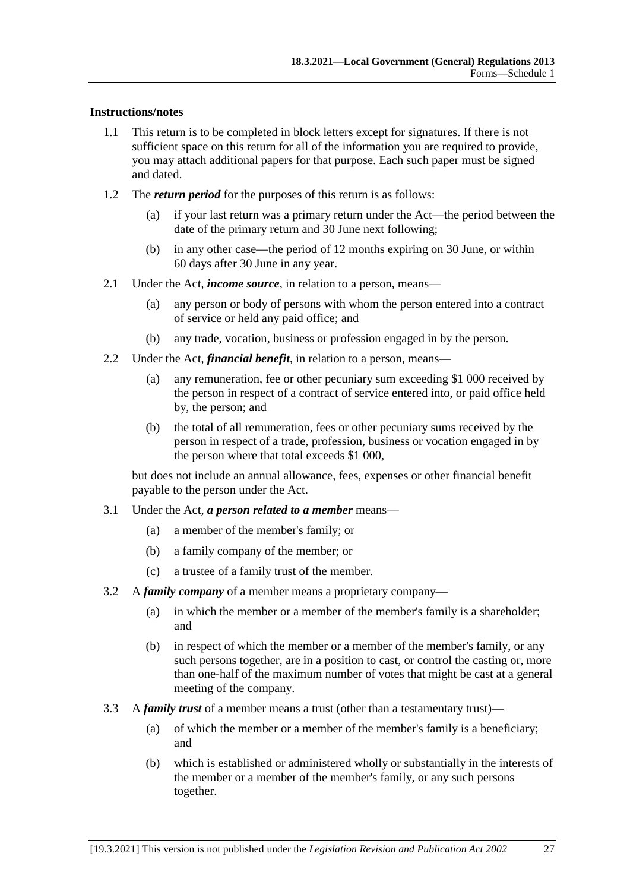**Instructions/notes**

1.1 This return is to be completed in block letters except for signatures. If there is not sufficient space on this return for all of the information you are required to provide, you may attach additional papers for that purpose. Each such paper must be signed and dated.

1.2 The ***return period*** for the purposes of this return is as follows:

  (a) if your last return was a primary return under the Act—the period between the date of the primary return and 30 June next following;

  (b) in any other case—the period of 12 months expiring on 30 June, or within 60 days after 30 June in any year.

2.1 Under the Act, ***income source***, in relation to a person, means—

  (a) any person or body of persons with whom the person entered into a contract of service or held any paid office; and

  (b) any trade, vocation, business or profession engaged in by the person.

2.2 Under the Act, ***financial benefit***, in relation to a person, means—

  (a) any remuneration, fee or other pecuniary sum exceeding $1 000 received by the person in respect of a contract of service entered into, or paid office held by, the person; and

  (b) the total of all remuneration, fees or other pecuniary sums received by the person in respect of a trade, profession, business or vocation engaged in by the person where that total exceeds $1 000,

  but does not include an annual allowance, fees, expenses or other financial benefit payable to the person under the Act.

3.1 Under the Act, ***a person related to a member*** means—

  (a) a member of the member's family; or

  (b) a family company of the member; or

  (c) a trustee of a family trust of the member.

3.2 A ***family company*** of a member means a proprietary company—

  (a) in which the member or a member of the member's family is a shareholder; and

  (b) in respect of which the member or a member of the member's family, or any such persons together, are in a position to cast, or control the casting or, more than one-half of the maximum number of votes that might be cast at a general meeting of the company.

3.3 A ***family trust*** of a member means a trust (other than a testamentary trust)—

  (a) of which the member or a member of the member's family is a beneficiary; and

  (b) which is established or administered wholly or substantially in the interests of the member or a member of the member's family, or any such persons together.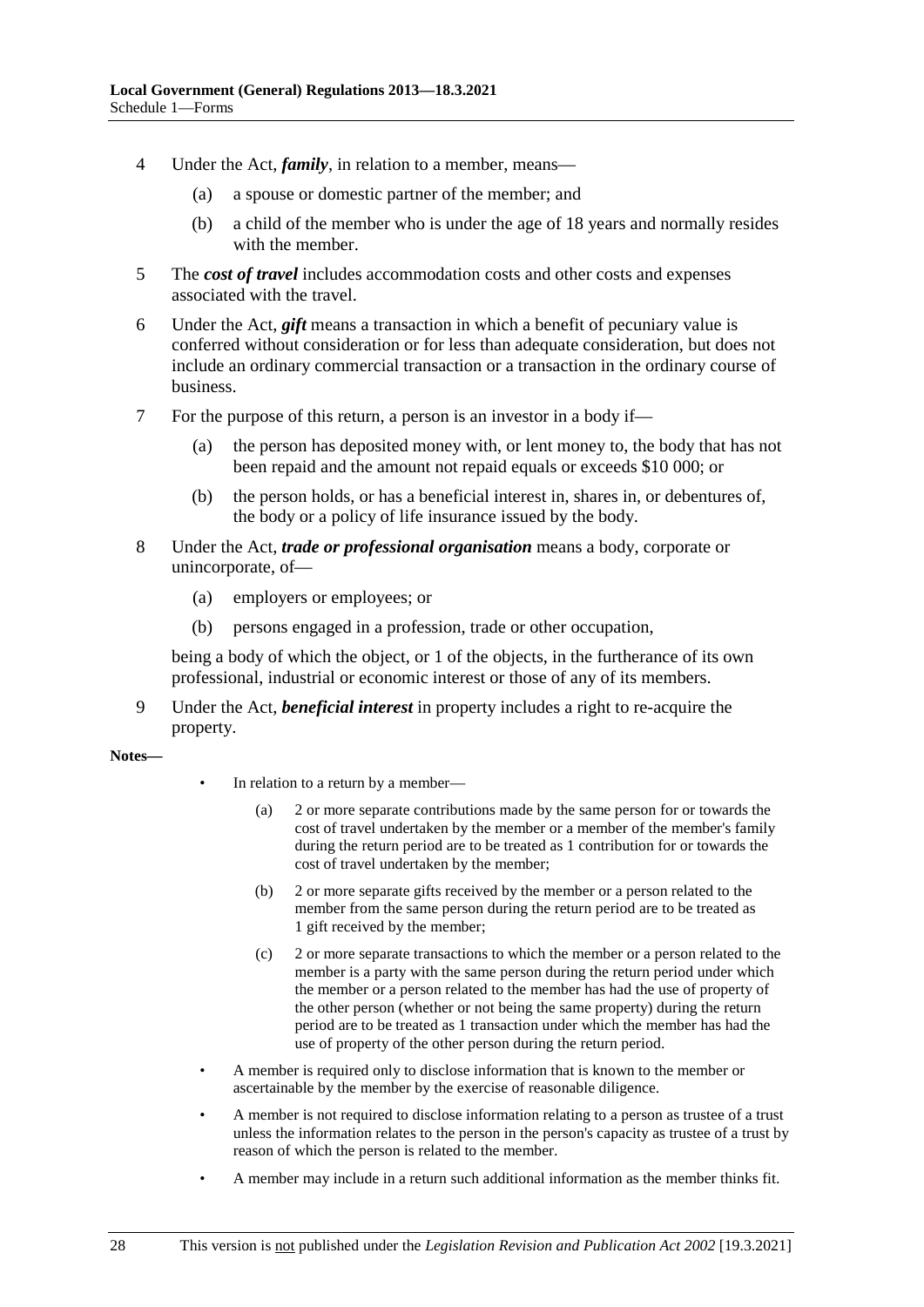4 Under the Act, ***family***, in relation to a member, means—

 (a) a spouse or domestic partner of the member; and

 (b) a child of the member who is under the age of 18 years and normally resides with the member.

5 The ***cost of travel*** includes accommodation costs and other costs and expenses associated with the travel.

6 Under the Act, ***gift*** means a transaction in which a benefit of pecuniary value is conferred without consideration or for less than adequate consideration, but does not include an ordinary commercial transaction or a transaction in the ordinary course of business.

7 For the purpose of this return, a person is an investor in a body if—

 (a) the person has deposited money with, or lent money to, the body that has not been repaid and the amount not repaid equals or exceeds $10 000; or

 (b) the person holds, or has a beneficial interest in, shares in, or debentures of, the body or a policy of life insurance issued by the body.

8 Under the Act, ***trade or professional organisation*** means a body, corporate or unincorporate, of—

 (a) employers or employees; or

 (b) persons engaged in a profession, trade or other occupation,

 being a body of which the object, or 1 of the objects, in the furtherance of its own professional, industrial or economic interest or those of any of its members.

9 Under the Act, ***beneficial interest*** in property includes a right to re-acquire the property.

**Notes—**

- In relation to a return by a member—
  - (a) 2 or more separate contributions made by the same person for or towards the cost of travel undertaken by the member or a member of the member's family during the return period are to be treated as 1 contribution for or towards the cost of travel undertaken by the member;
  - (b) 2 or more separate gifts received by the member or a person related to the member from the same person during the return period are to be treated as 1 gift received by the member;
  - (c) 2 or more separate transactions to which the member or a person related to the member is a party with the same person during the return period under which the member or a person related to the member has had the use of property of the other person (whether or not being the same property) during the return period are to be treated as 1 transaction under which the member has had the use of property of the other person during the return period.
- A member is required only to disclose information that is known to the member or ascertainable by the member by the exercise of reasonable diligence.
- A member is not required to disclose information relating to a person as trustee of a trust unless the information relates to the person in the person's capacity as trustee of a trust by reason of which the person is related to the member.
- A member may include in a return such additional information as the member thinks fit.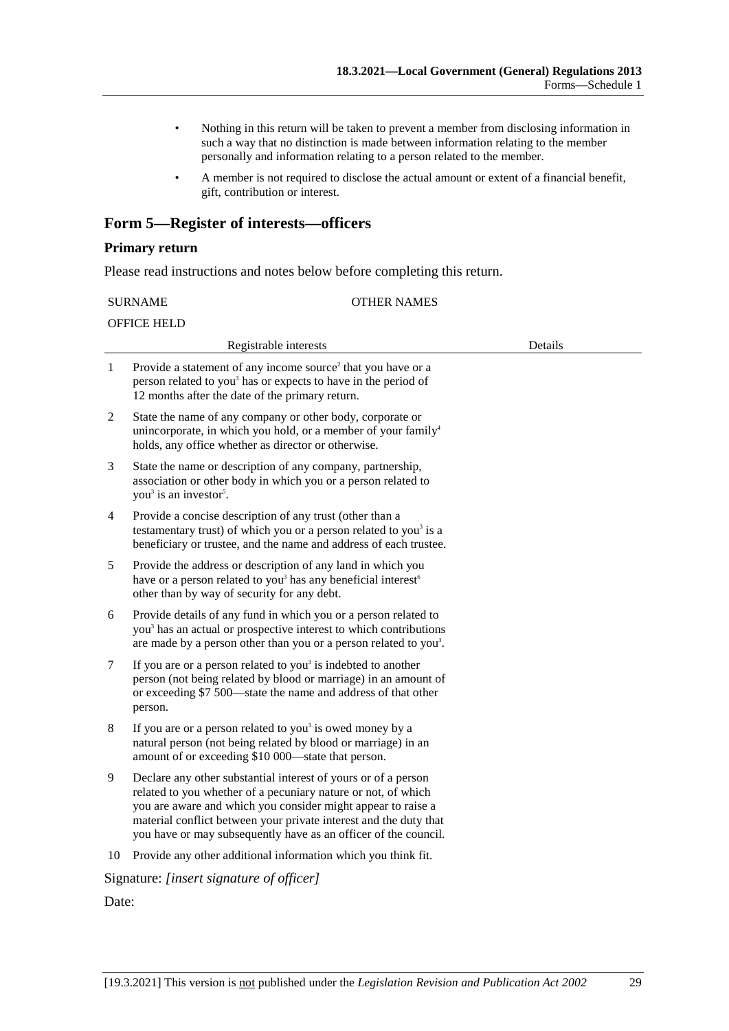- Nothing in this return will be taken to prevent a member from disclosing information in such a way that no distinction is made between information relating to the member personally and information relating to a person related to the member.
- A member is not required to disclose the actual amount or extent of a financial benefit, gift, contribution or interest.

## Form 5—Register of interests—officers

### Primary return

Please read instructions and notes below before completing this return.

SURNAME OTHER NAMES

OFFICE HELD

| | Registrable interests | Details |
|---|---|---|
| 1 | Provide a statement of any income source[2] that you have or a person related to you[3] has or expects to have in the period of 12 months after the date of the primary return. | |
| 2 | State the name of any company or other body, corporate or unincorporate, in which you hold, or a member of your family[4] holds, any office whether as director or otherwise. | |
| 3 | State the name or description of any company, partnership, association or other body in which you or a person related to you[3] is an investor[5]. | |
| 4 | Provide a concise description of any trust (other than a testamentary trust) of which you or a person related to you[3] is a beneficiary or trustee, and the name and address of each trustee. | |
| 5 | Provide the address or description of any land in which you have or a person related to you[3] has any beneficial interest[6] other than by way of security for any debt. | |
| 6 | Provide details of any fund in which you or a person related to you[3] has an actual or prospective interest to which contributions are made by a person other than you or a person related to you[3]. | |
| 7 | If you are or a person related to you[3] is indebted to another person (not being related by blood or marriage) in an amount of or exceeding $7 500—state the name and address of that other person. | |
| 8 | If you are or a person related to you[3] is owed money by a natural person (not being related by blood or marriage) in an amount of or exceeding $10 000—state that person. | |
| 9 | Declare any other substantial interest of yours or of a person related to you whether of a pecuniary nature or not, of which you are aware and which you consider might appear to raise a material conflict between your private interest and the duty that you have or may subsequently have as an officer of the council. | |
| 10 | Provide any other additional information which you think fit. | |

Signature: *[insert signature of officer]*

Date: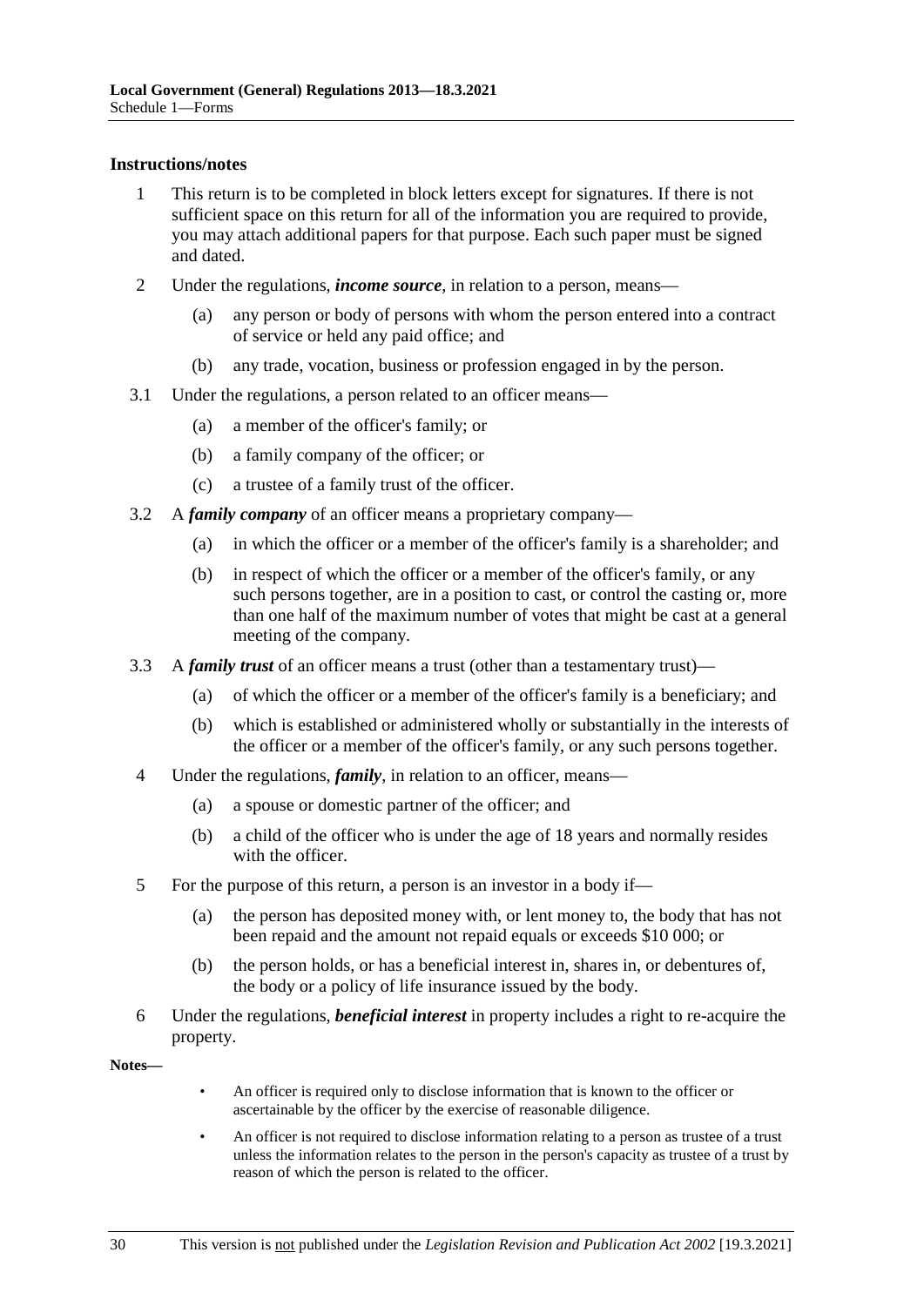**Instructions/notes**

1 This return is to be completed in block letters except for signatures. If there is not sufficient space on this return for all of the information you are required to provide, you may attach additional papers for that purpose. Each such paper must be signed and dated.

2 Under the regulations, ***income source***, in relation to a person, means—

   (a) any person or body of persons with whom the person entered into a contract of service or held any paid office; and

   (b) any trade, vocation, business or profession engaged in by the person.

3.1 Under the regulations, a person related to an officer means—

   (a) a member of the officer's family; or

   (b) a family company of the officer; or

   (c) a trustee of a family trust of the officer.

3.2 A ***family company*** of an officer means a proprietary company—

   (a) in which the officer or a member of the officer's family is a shareholder; and

   (b) in respect of which the officer or a member of the officer's family, or any such persons together, are in a position to cast, or control the casting or, more than one half of the maximum number of votes that might be cast at a general meeting of the company.

3.3 A ***family trust*** of an officer means a trust (other than a testamentary trust)—

   (a) of which the officer or a member of the officer's family is a beneficiary; and

   (b) which is established or administered wholly or substantially in the interests of the officer or a member of the officer's family, or any such persons together.

4 Under the regulations, ***family***, in relation to an officer, means—

   (a) a spouse or domestic partner of the officer; and

   (b) a child of the officer who is under the age of 18 years and normally resides with the officer.

5 For the purpose of this return, a person is an investor in a body if—

   (a) the person has deposited money with, or lent money to, the body that has not been repaid and the amount not repaid equals or exceeds $10 000; or

   (b) the person holds, or has a beneficial interest in, shares in, or debentures of, the body or a policy of life insurance issued by the body.

6 Under the regulations, ***beneficial interest*** in property includes a right to re-acquire the property.

**Notes—**

- An officer is required only to disclose information that is known to the officer or ascertainable by the officer by the exercise of reasonable diligence.
- An officer is not required to disclose information relating to a person as trustee of a trust unless the information relates to the person in the person's capacity as trustee of a trust by reason of which the person is related to the officer.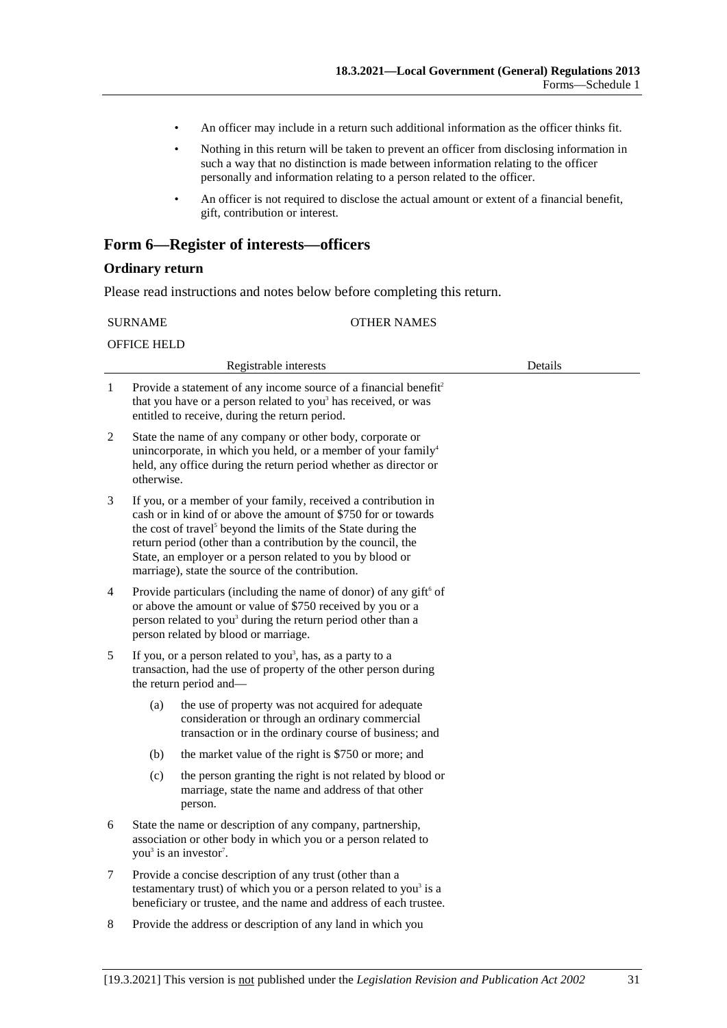- An officer may include in a return such additional information as the officer thinks fit.
- Nothing in this return will be taken to prevent an officer from disclosing information in such a way that no distinction is made between information relating to the officer personally and information relating to a person related to the officer.
- An officer is not required to disclose the actual amount or extent of a financial benefit, gift, contribution or interest.

## Form 6—Register of interests—officers

### Ordinary return

Please read instructions and notes below before completing this return.

SURNAME OTHER NAMES

OFFICE HELD

| | Registrable interests | Details |
|---|---|---|
| 1 | Provide a statement of any income source of a financial benefit[2] that you have or a person related to you[3] has received, or was entitled to receive, during the return period. | |
| 2 | State the name of any company or other body, corporate or unincorporate, in which you held, or a member of your family[4] held, any office during the return period whether as director or otherwise. | |
| 3 | If you, or a member of your family, received a contribution in cash or in kind of or above the amount of $750 for or towards the cost of travel[5] beyond the limits of the State during the return period (other than a contribution by the council, the State, an employer or a person related to you by blood or marriage), state the source of the contribution. | |
| 4 | Provide particulars (including the name of donor) of any gift[6] of or above the amount or value of $750 received by you or a person related to you[3] during the return period other than a person related by blood or marriage. | |
| 5 | If you, or a person related to you[3], has, as a party to a transaction, had the use of property of the other person during the return period and—<br>(a) the use of property was not acquired for adequate consideration or through an ordinary commercial transaction or in the ordinary course of business; and<br>(b) the market value of the right is $750 or more; and<br>(c) the person granting the right is not related by blood or marriage, state the name and address of that other person. | |
| 6 | State the name or description of any company, partnership, association or other body in which you or a person related to you[3] is an investor[7]. | |
| 7 | Provide a concise description of any trust (other than a testamentary trust) of which you or a person related to you[3] is a beneficiary or trustee, and the name and address of each trustee. | |
| 8 | Provide the address or description of any land in which you | |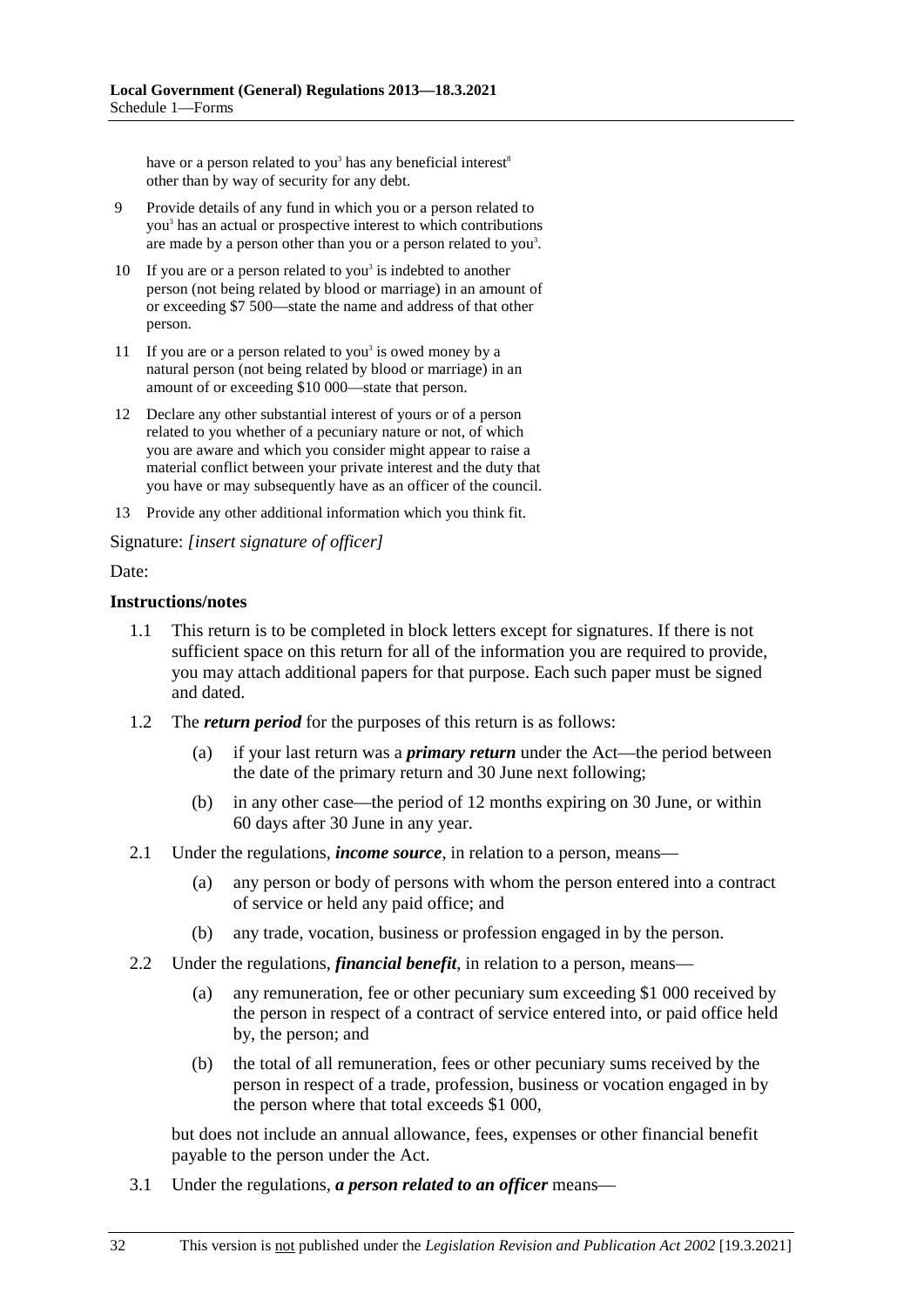have or a person related to you[3] has any beneficial interest[8] other than by way of security for any debt.

9 Provide details of any fund in which you or a person related to you[3] has an actual or prospective interest to which contributions are made by a person other than you or a person related to you[3].

10 If you are or a person related to you[3] is indebted to another person (not being related by blood or marriage) in an amount of or exceeding $7 500—state the name and address of that other person.

11 If you are or a person related to you[3] is owed money by a natural person (not being related by blood or marriage) in an amount of or exceeding $10 000—state that person.

12 Declare any other substantial interest of yours or of a person related to you whether of a pecuniary nature or not, of which you are aware and which you consider might appear to raise a material conflict between your private interest and the duty that you have or may subsequently have as an officer of the council.

13 Provide any other additional information which you think fit.

Signature: *[insert signature of officer]*

Date:

**Instructions/notes**

1.1 This return is to be completed in block letters except for signatures. If there is not sufficient space on this return for all of the information you are required to provide, you may attach additional papers for that purpose. Each such paper must be signed and dated.

1.2 The ***return period*** for the purposes of this return is as follows:

(a) if your last return was a ***primary return*** under the Act—the period between the date of the primary return and 30 June next following;

(b) in any other case—the period of 12 months expiring on 30 June, or within 60 days after 30 June in any year.

2.1 Under the regulations, ***income source***, in relation to a person, means—

(a) any person or body of persons with whom the person entered into a contract of service or held any paid office; and

(b) any trade, vocation, business or profession engaged in by the person.

2.2 Under the regulations, ***financial benefit***, in relation to a person, means—

(a) any remuneration, fee or other pecuniary sum exceeding $1 000 received by the person in respect of a contract of service entered into, or paid office held by, the person; and

(b) the total of all remuneration, fees or other pecuniary sums received by the person in respect of a trade, profession, business or vocation engaged in by the person where that total exceeds $1 000,

but does not include an annual allowance, fees, expenses or other financial benefit payable to the person under the Act.

3.1 Under the regulations, ***a person related to an officer*** means—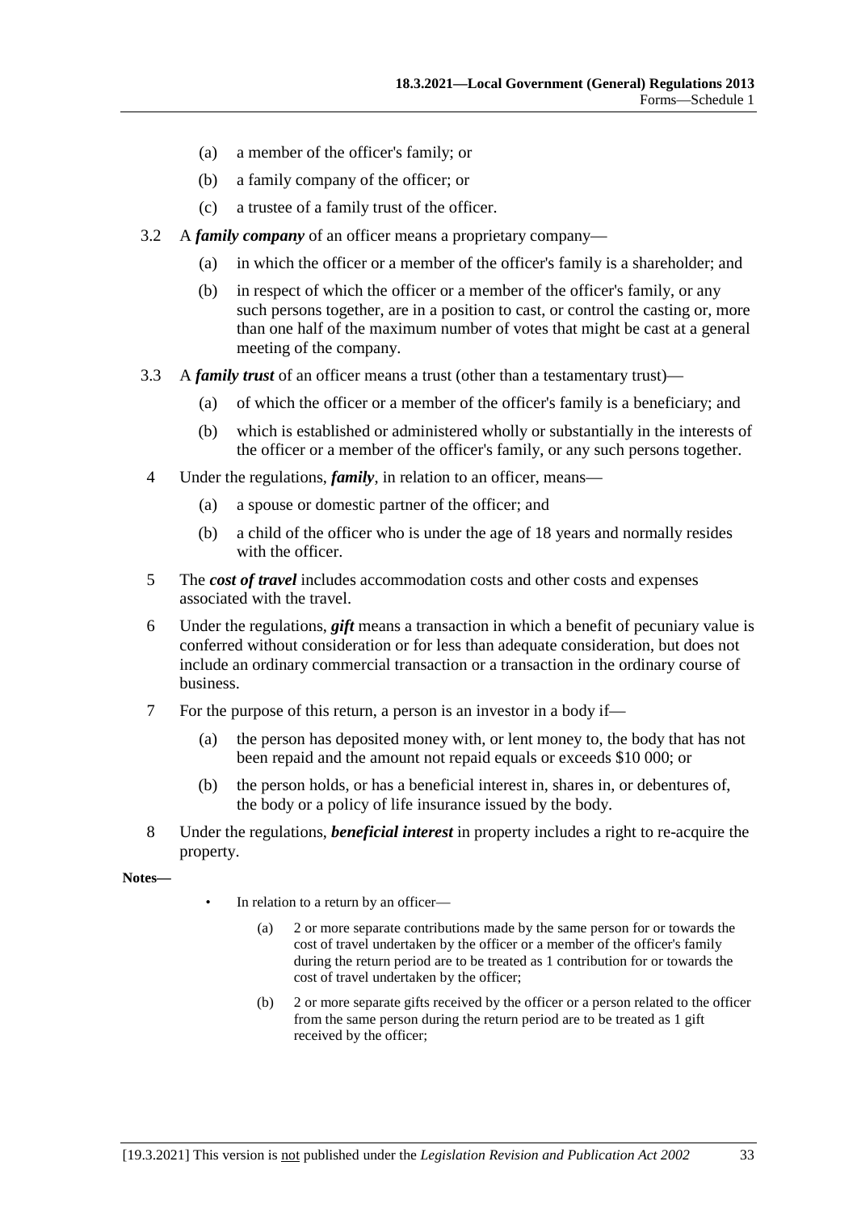(a) a member of the officer's family; or

(b) a family company of the officer; or

(c) a trustee of a family trust of the officer.

3.2 A ***family company*** of an officer means a proprietary company—

(a) in which the officer or a member of the officer's family is a shareholder; and

(b) in respect of which the officer or a member of the officer's family, or any such persons together, are in a position to cast, or control the casting or, more than one half of the maximum number of votes that might be cast at a general meeting of the company.

3.3 A ***family trust*** of an officer means a trust (other than a testamentary trust)—

(a) of which the officer or a member of the officer's family is a beneficiary; and

(b) which is established or administered wholly or substantially in the interests of the officer or a member of the officer's family, or any such persons together.

4 Under the regulations, ***family***, in relation to an officer, means—

(a) a spouse or domestic partner of the officer; and

(b) a child of the officer who is under the age of 18 years and normally resides with the officer.

5 The ***cost of travel*** includes accommodation costs and other costs and expenses associated with the travel.

6 Under the regulations, ***gift*** means a transaction in which a benefit of pecuniary value is conferred without consideration or for less than adequate consideration, but does not include an ordinary commercial transaction or a transaction in the ordinary course of business.

7 For the purpose of this return, a person is an investor in a body if—

(a) the person has deposited money with, or lent money to, the body that has not been repaid and the amount not repaid equals or exceeds $10 000; or

(b) the person holds, or has a beneficial interest in, shares in, or debentures of, the body or a policy of life insurance issued by the body.

8 Under the regulations, ***beneficial interest*** in property includes a right to re-acquire the property.

**Notes—**

- In relation to a return by an officer—

  (a) 2 or more separate contributions made by the same person for or towards the cost of travel undertaken by the officer or a member of the officer's family during the return period are to be treated as 1 contribution for or towards the cost of travel undertaken by the officer;

  (b) 2 or more separate gifts received by the officer or a person related to the officer from the same person during the return period are to be treated as 1 gift received by the officer;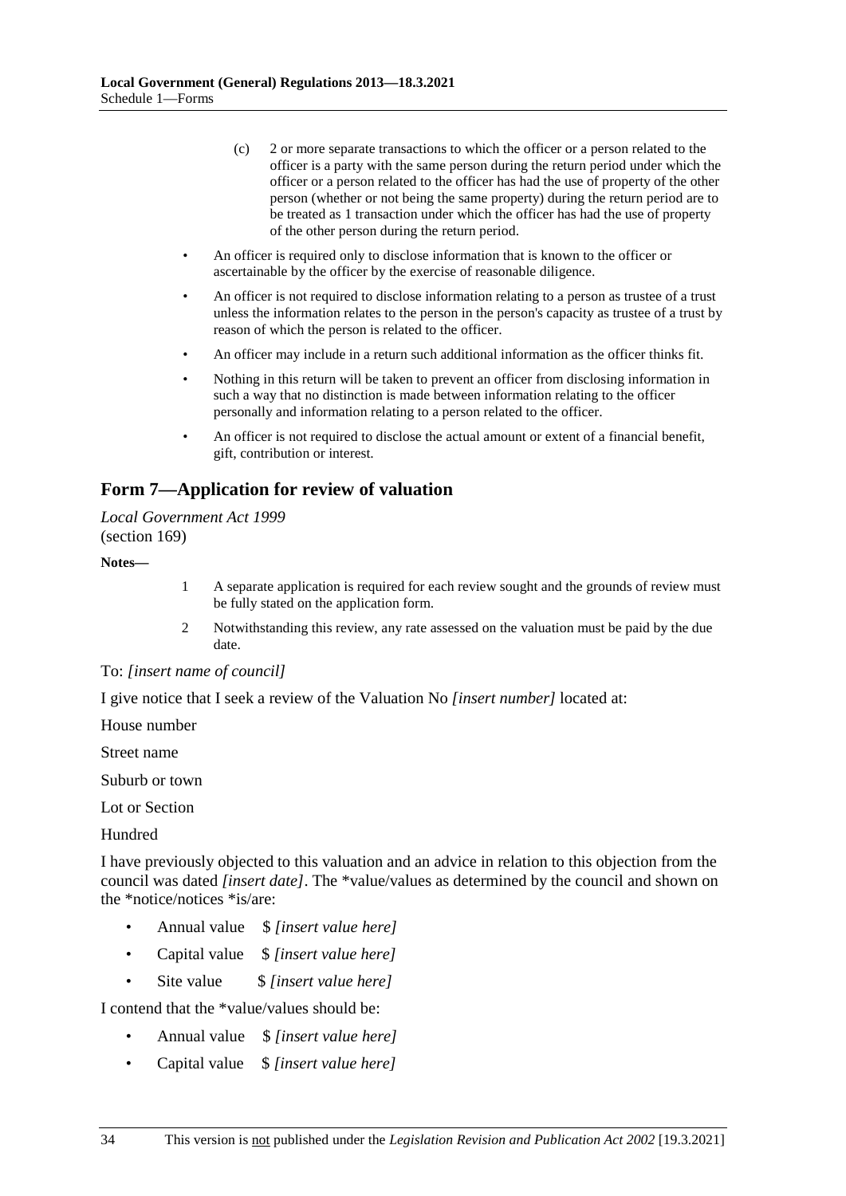(c) 2 or more separate transactions to which the officer or a person related to the officer is a party with the same person during the return period under which the officer or a person related to the officer has had the use of property of the other person (whether or not being the same property) during the return period are to be treated as 1 transaction under which the officer has had the use of property of the other person during the return period.

- An officer is required only to disclose information that is known to the officer or ascertainable by the officer by the exercise of reasonable diligence.
- An officer is not required to disclose information relating to a person as trustee of a trust unless the information relates to the person in the person's capacity as trustee of a trust by reason of which the person is related to the officer.
- An officer may include in a return such additional information as the officer thinks fit.
- Nothing in this return will be taken to prevent an officer from disclosing information in such a way that no distinction is made between information relating to the officer personally and information relating to a person related to the officer.
- An officer is not required to disclose the actual amount or extent of a financial benefit, gift, contribution or interest.

## Form 7—Application for review of valuation

*Local Government Act 1999*
(section 169)

**Notes—**

1 A separate application is required for each review sought and the grounds of review must be fully stated on the application form.

2 Notwithstanding this review, any rate assessed on the valuation must be paid by the due date.

To: *[insert name of council]*

I give notice that I seek a review of the Valuation No *[insert number]* located at:

House number

Street name

Suburb or town

Lot or Section

Hundred

I have previously objected to this valuation and an advice in relation to this objection from the council was dated *[insert date]*. The *value/values as determined by the council and shown on the *notice/notices *is/are:

- Annual value $ *[insert value here]*
- Capital value $ *[insert value here]*
- Site value $ *[insert value here]*

I contend that the *value/values should be:

- Annual value $ *[insert value here]*
- Capital value $ *[insert value here]*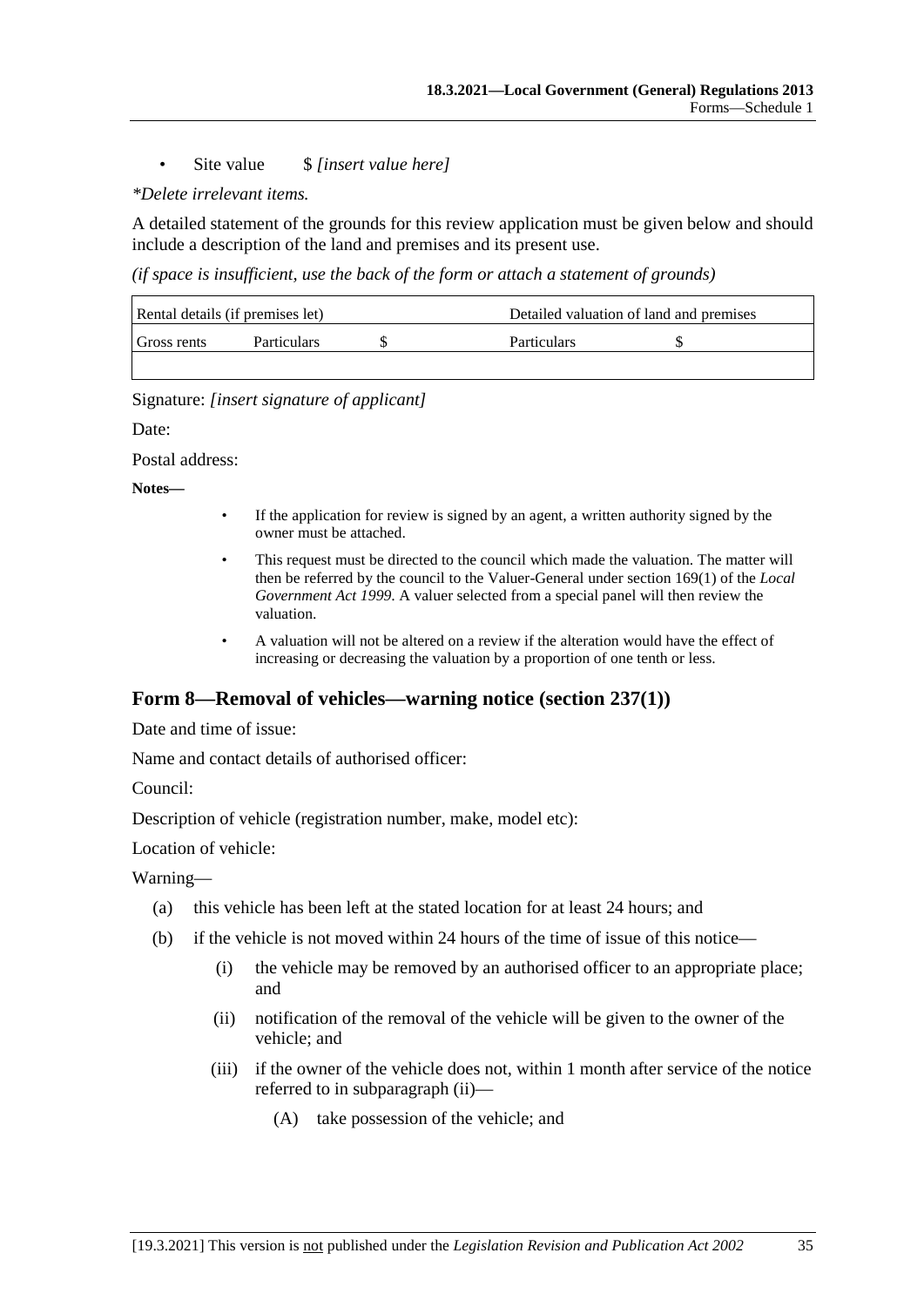- Site value $ *[insert value here]*

*\*Delete irrelevant items.*

A detailed statement of the grounds for this review application must be given below and should include a description of the land and premises and its present use.

*(if space is insufficient, use the back of the form or attach a statement of grounds)*

| Rental details (if premises let) | | | Detailed valuation of land and premises | |
|---|---|---|---|---|
| Gross rents | Particulars | $ | Particulars | $ |
| | | | | |

Signature: *[insert signature of applicant]*

Date:

Postal address:

**Notes—**

- If the application for review is signed by an agent, a written authority signed by the owner must be attached.
- This request must be directed to the council which made the valuation. The matter will then be referred by the council to the Valuer-General under section 169(1) of the *Local Government Act 1999*. A valuer selected from a special panel will then review the valuation.
- A valuation will not be altered on a review if the alteration would have the effect of increasing or decreasing the valuation by a proportion of one tenth or less.

## Form 8—Removal of vehicles—warning notice (section 237(1))

Date and time of issue:

Name and contact details of authorised officer:

Council:

Description of vehicle (registration number, make, model etc):

Location of vehicle:

Warning—

(a) this vehicle has been left at the stated location for at least 24 hours; and

(b) if the vehicle is not moved within 24 hours of the time of issue of this notice—

  (i) the vehicle may be removed by an authorised officer to an appropriate place; and

  (ii) notification of the removal of the vehicle will be given to the owner of the vehicle; and

  (iii) if the owner of the vehicle does not, within 1 month after service of the notice referred to in subparagraph (ii)—

    (A) take possession of the vehicle; and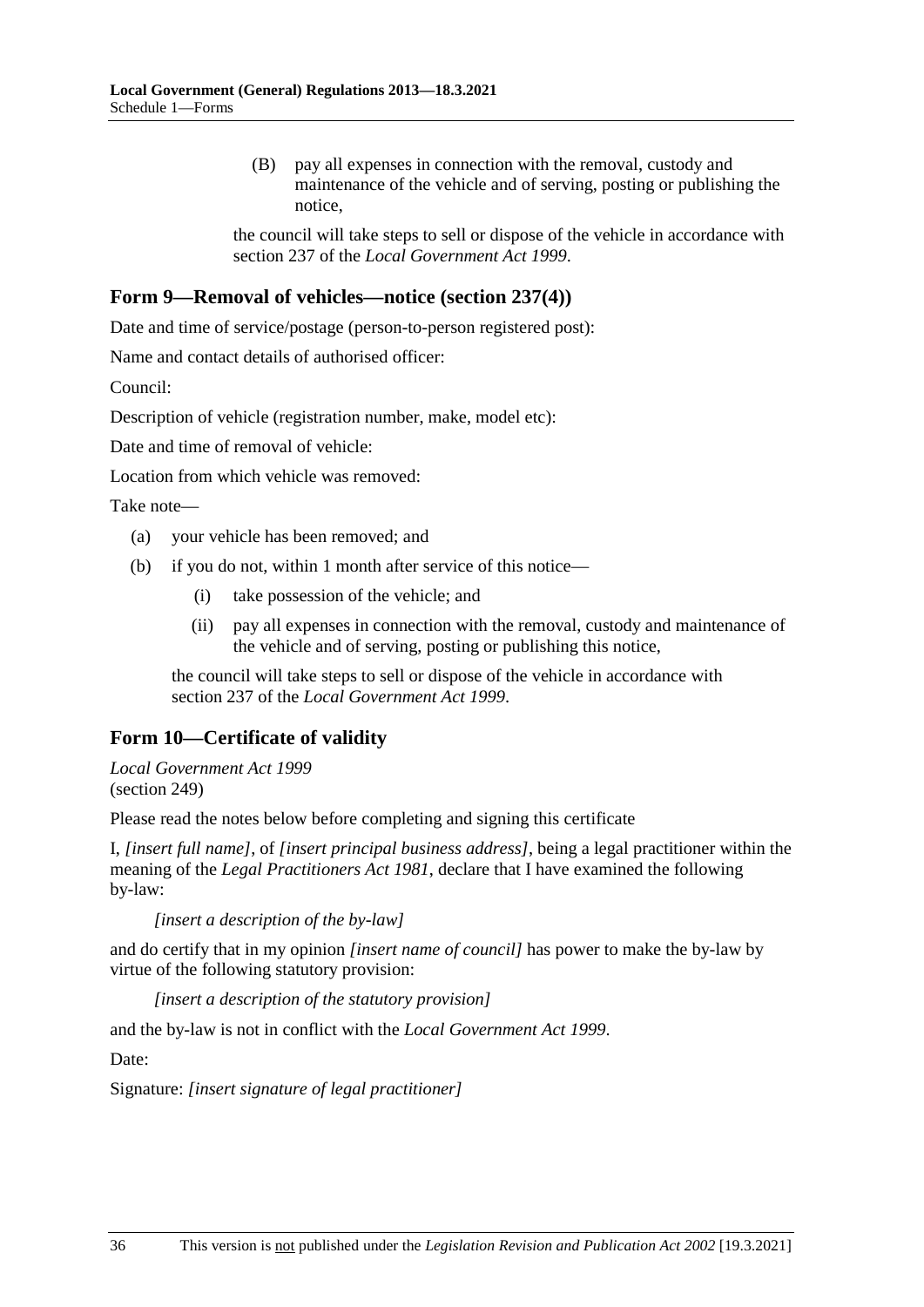(B) pay all expenses in connection with the removal, custody and maintenance of the vehicle and of serving, posting or publishing the notice,

the council will take steps to sell or dispose of the vehicle in accordance with section 237 of the *Local Government Act 1999*.

## Form 9—Removal of vehicles—notice (section 237(4))

Date and time of service/postage (person-to-person registered post):

Name and contact details of authorised officer:

Council:

Description of vehicle (registration number, make, model etc):

Date and time of removal of vehicle:

Location from which vehicle was removed:

Take note—

(a) your vehicle has been removed; and

(b) if you do not, within 1 month after service of this notice—

  (i) take possession of the vehicle; and

  (ii) pay all expenses in connection with the removal, custody and maintenance of the vehicle and of serving, posting or publishing this notice,

the council will take steps to sell or dispose of the vehicle in accordance with section 237 of the *Local Government Act 1999*.

## Form 10—Certificate of validity

*Local Government Act 1999*
(section 249)

Please read the notes below before completing and signing this certificate

I, *[insert full name]*, of *[insert principal business address]*, being a legal practitioner within the meaning of the *Legal Practitioners Act 1981*, declare that I have examined the following by-law:

*[insert a description of the by-law]*

and do certify that in my opinion *[insert name of council]* has power to make the by-law by virtue of the following statutory provision:

*[insert a description of the statutory provision]*

and the by-law is not in conflict with the *Local Government Act 1999*.

Date:

Signature: *[insert signature of legal practitioner]*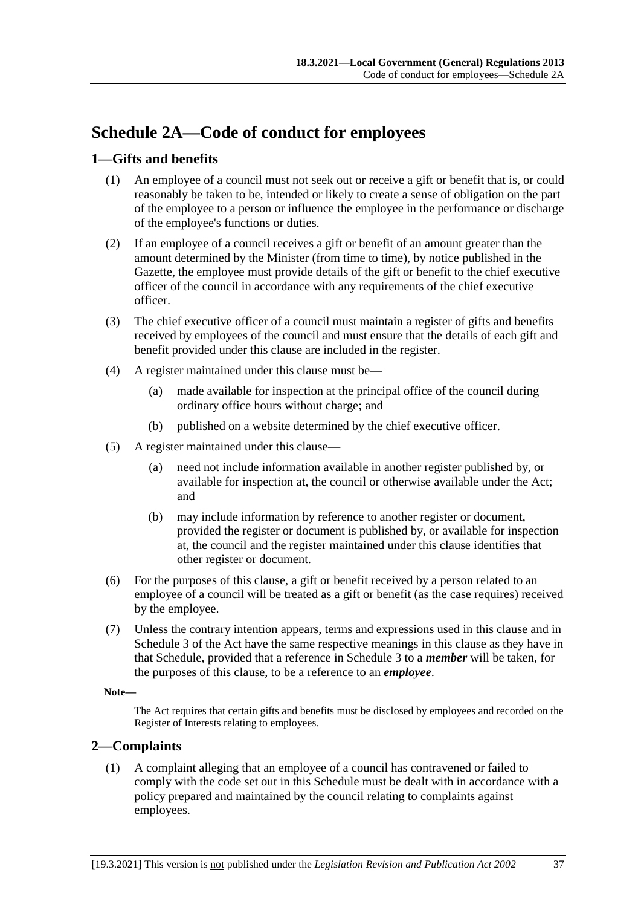# Schedule 2A—Code of conduct for employees

## 1—Gifts and benefits

(1) An employee of a council must not seek out or receive a gift or benefit that is, or could reasonably be taken to be, intended or likely to create a sense of obligation on the part of the employee to a person or influence the employee in the performance or discharge of the employee's functions or duties.

(2) If an employee of a council receives a gift or benefit of an amount greater than the amount determined by the Minister (from time to time), by notice published in the Gazette, the employee must provide details of the gift or benefit to the chief executive officer of the council in accordance with any requirements of the chief executive officer.

(3) The chief executive officer of a council must maintain a register of gifts and benefits received by employees of the council and must ensure that the details of each gift and benefit provided under this clause are included in the register.

(4) A register maintained under this clause must be—

- (a) made available for inspection at the principal office of the council during ordinary office hours without charge; and
- (b) published on a website determined by the chief executive officer.

(5) A register maintained under this clause—

- (a) need not include information available in another register published by, or available for inspection at, the council or otherwise available under the Act; and
- (b) may include information by reference to another register or document, provided the register or document is published by, or available for inspection at, the council and the register maintained under this clause identifies that other register or document.

(6) For the purposes of this clause, a gift or benefit received by a person related to an employee of a council will be treated as a gift or benefit (as the case requires) received by the employee.

(7) Unless the contrary intention appears, terms and expressions used in this clause and in Schedule 3 of the Act have the same respective meanings in this clause as they have in that Schedule, provided that a reference in Schedule 3 to a ***member*** will be taken, for the purposes of this clause, to be a reference to an ***employee***.

**Note—**

The Act requires that certain gifts and benefits must be disclosed by employees and recorded on the Register of Interests relating to employees.

## 2—Complaints

(1) A complaint alleging that an employee of a council has contravened or failed to comply with the code set out in this Schedule must be dealt with in accordance with a policy prepared and maintained by the council relating to complaints against employees.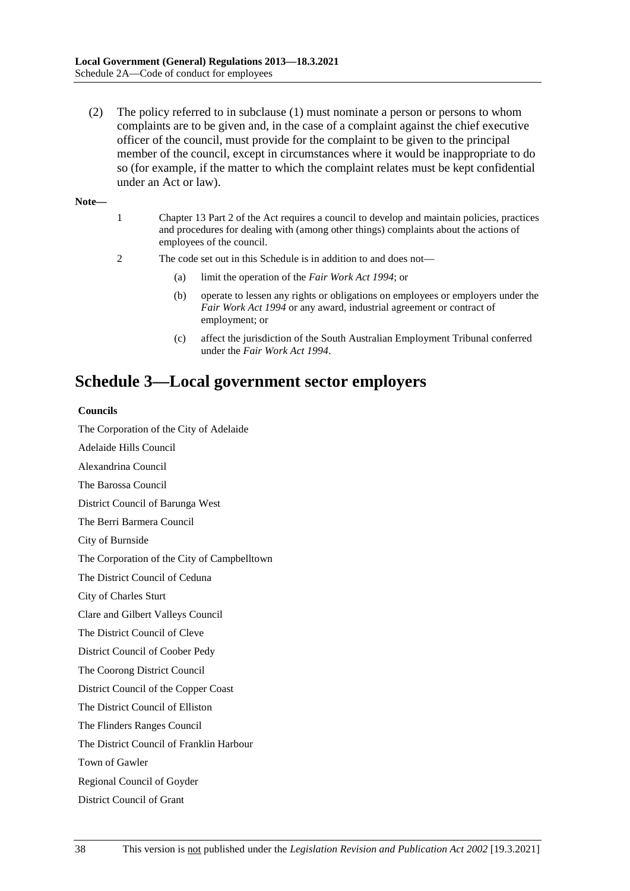(2) The policy referred to in subclause (1) must nominate a person or persons to whom complaints are to be given and, in the case of a complaint against the chief executive officer of the council, must provide for the complaint to be given to the principal member of the council, except in circumstances where it would be inappropriate to do so (for example, if the matter to which the complaint relates must be kept confidential under an Act or law).

**Note—**

1 Chapter 13 Part 2 of the Act requires a council to develop and maintain policies, practices and procedures for dealing with (among other things) complaints about the actions of employees of the council.

2 The code set out in this Schedule is in addition to and does not—

(a) limit the operation of the *Fair Work Act 1994*; or

(b) operate to lessen any rights or obligations on employees or employers under the *Fair Work Act 1994* or any award, industrial agreement or contract of employment; or

(c) affect the jurisdiction of the South Australian Employment Tribunal conferred under the *Fair Work Act 1994*.

# Schedule 3—Local government sector employers

**Councils**

The Corporation of the City of Adelaide

Adelaide Hills Council

Alexandrina Council

The Barossa Council

District Council of Barunga West

The Berri Barmera Council

City of Burnside

The Corporation of the City of Campbelltown

The District Council of Ceduna

City of Charles Sturt

Clare and Gilbert Valleys Council

The District Council of Cleve

District Council of Coober Pedy

The Coorong District Council

District Council of the Copper Coast

The District Council of Elliston

The Flinders Ranges Council

The District Council of Franklin Harbour

Town of Gawler

Regional Council of Goyder

District Council of Grant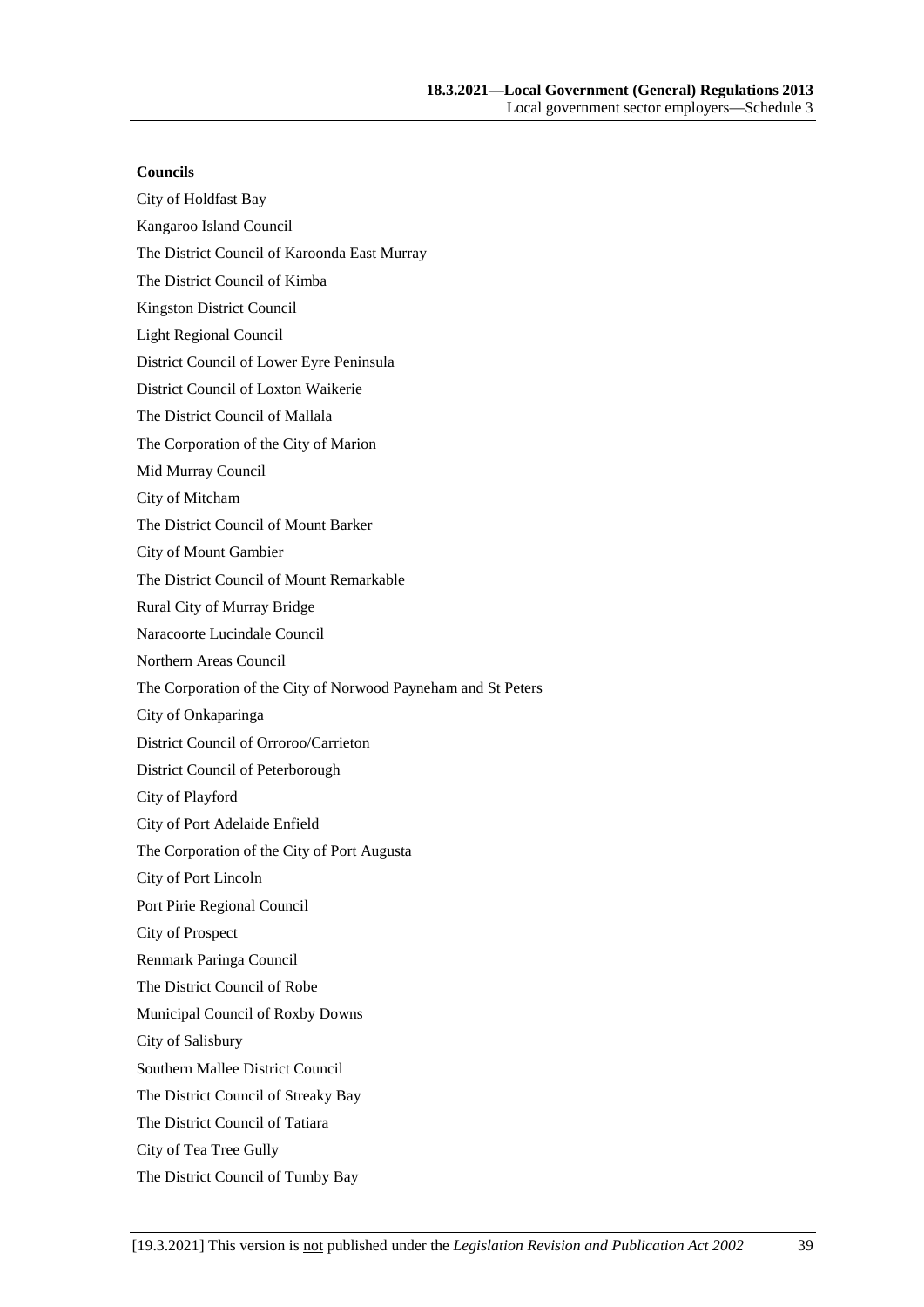**Councils**

City of Holdfast Bay

Kangaroo Island Council

The District Council of Karoonda East Murray

The District Council of Kimba

Kingston District Council

Light Regional Council

District Council of Lower Eyre Peninsula

District Council of Loxton Waikerie

The District Council of Mallala

The Corporation of the City of Marion

Mid Murray Council

City of Mitcham

The District Council of Mount Barker

City of Mount Gambier

The District Council of Mount Remarkable

Rural City of Murray Bridge

Naracoorte Lucindale Council

Northern Areas Council

The Corporation of the City of Norwood Payneham and St Peters

City of Onkaparinga

District Council of Orroroo/Carrieton

District Council of Peterborough

City of Playford

City of Port Adelaide Enfield

The Corporation of the City of Port Augusta

City of Port Lincoln

Port Pirie Regional Council

City of Prospect

Renmark Paringa Council

The District Council of Robe

Municipal Council of Roxby Downs

City of Salisbury

Southern Mallee District Council

The District Council of Streaky Bay

The District Council of Tatiara

City of Tea Tree Gully

The District Council of Tumby Bay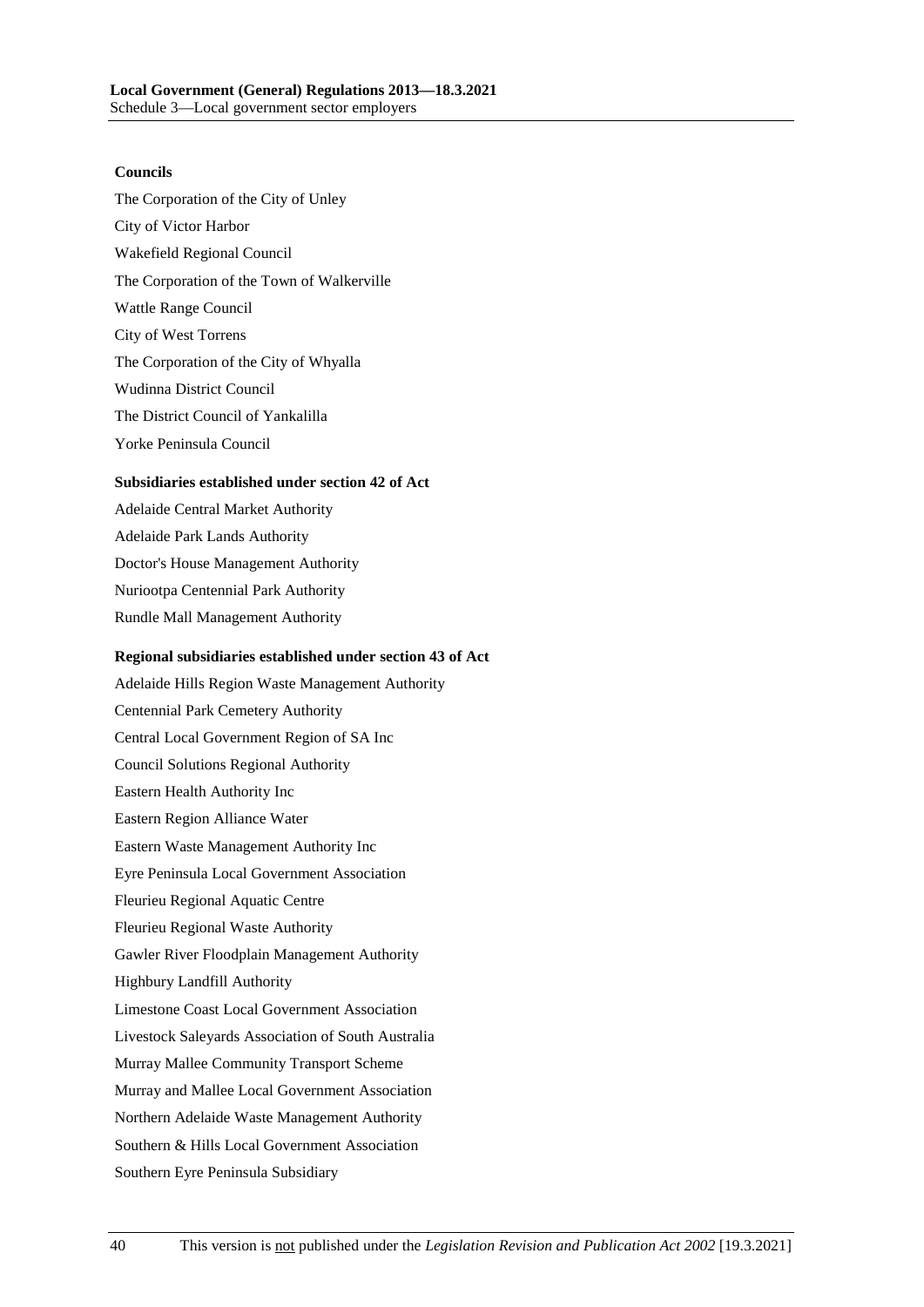**Councils**

The Corporation of the City of Unley

City of Victor Harbor

Wakefield Regional Council

The Corporation of the Town of Walkerville

Wattle Range Council

City of West Torrens

The Corporation of the City of Whyalla

Wudinna District Council

The District Council of Yankalilla

Yorke Peninsula Council

**Subsidiaries established under section 42 of Act**

Adelaide Central Market Authority

Adelaide Park Lands Authority

Doctor's House Management Authority

Nuriootpa Centennial Park Authority

Rundle Mall Management Authority

**Regional subsidiaries established under section 43 of Act**

Adelaide Hills Region Waste Management Authority

Centennial Park Cemetery Authority

Central Local Government Region of SA Inc

Council Solutions Regional Authority

Eastern Health Authority Inc

Eastern Region Alliance Water

Eastern Waste Management Authority Inc

Eyre Peninsula Local Government Association

Fleurieu Regional Aquatic Centre

Fleurieu Regional Waste Authority

Gawler River Floodplain Management Authority

Highbury Landfill Authority

Limestone Coast Local Government Association

Livestock Saleyards Association of South Australia

Murray Mallee Community Transport Scheme

Murray and Mallee Local Government Association

Northern Adelaide Waste Management Authority

Southern & Hills Local Government Association

Southern Eyre Peninsula Subsidiary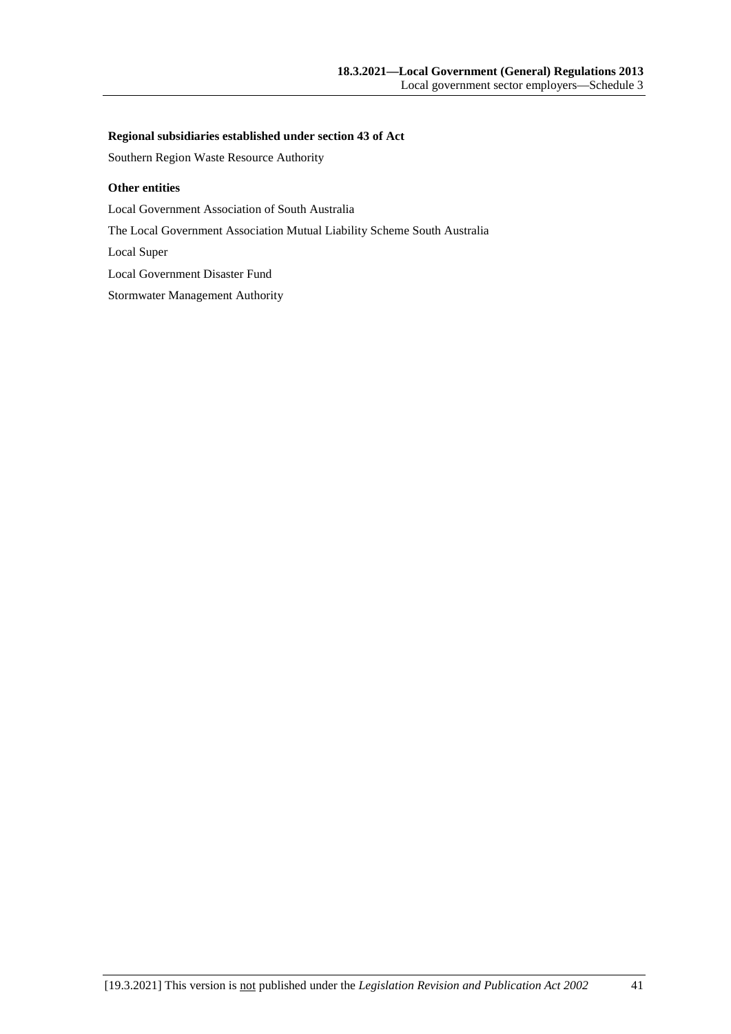**Regional subsidiaries established under section 43 of Act**

Southern Region Waste Resource Authority

**Other entities**

Local Government Association of South Australia

The Local Government Association Mutual Liability Scheme South Australia

Local Super

Local Government Disaster Fund

Stormwater Management Authority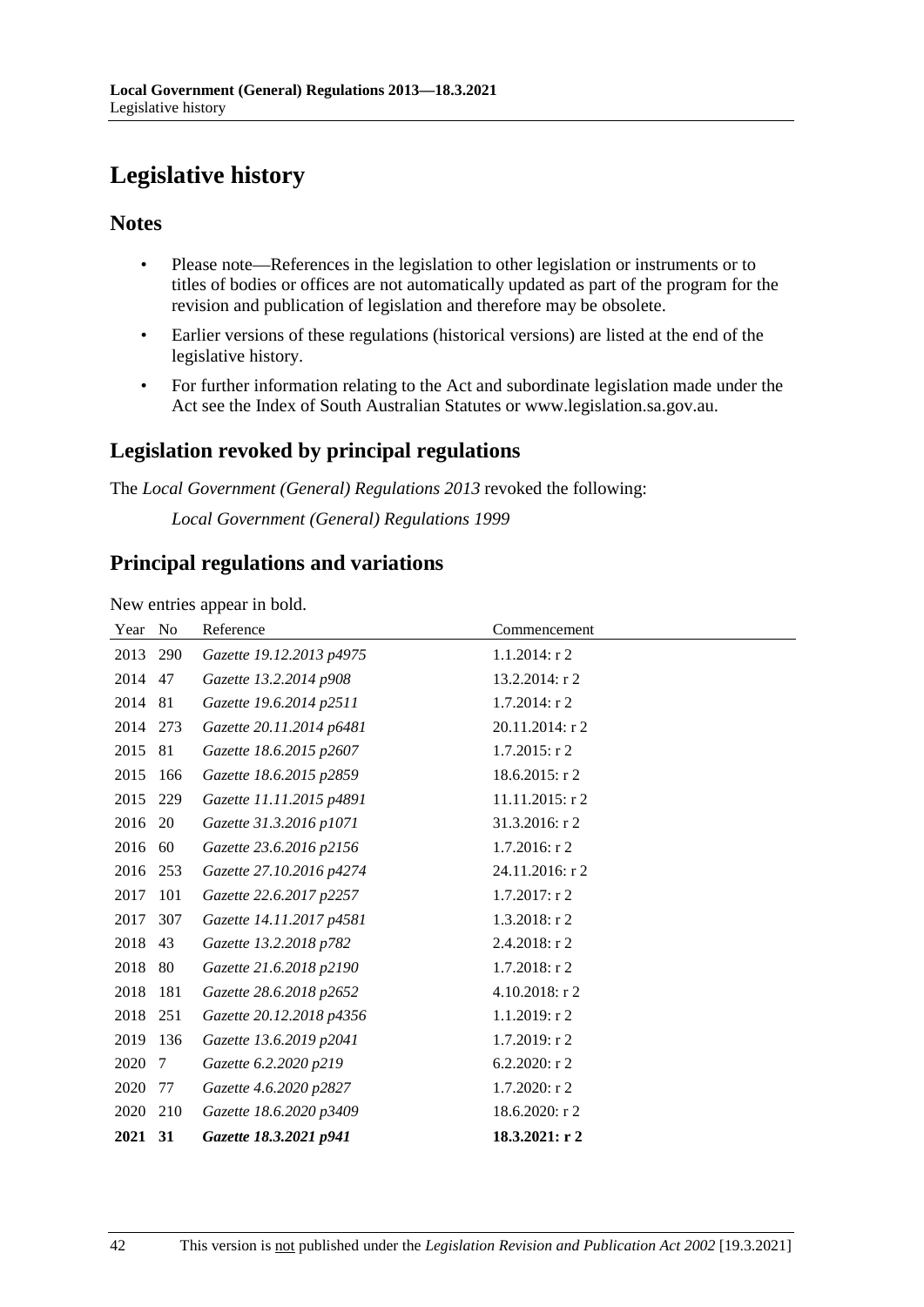# Legislative history

## Notes

- Please note—References in the legislation to other legislation or instruments or to titles of bodies or offices are not automatically updated as part of the program for the revision and publication of legislation and therefore may be obsolete.
- Earlier versions of these regulations (historical versions) are listed at the end of the legislative history.
- For further information relating to the Act and subordinate legislation made under the Act see the Index of South Australian Statutes or www.legislation.sa.gov.au.

## Legislation revoked by principal regulations

The *Local Government (General) Regulations 2013* revoked the following:

*Local Government (General) Regulations 1999*

## Principal regulations and variations

New entries appear in bold.

| Year | No | Reference | Commencement |
|---|---|---|---|
| 2013 | 290 | *Gazette 19.12.2013 p4975* | 1.1.2014: r 2 |
| 2014 | 47 | *Gazette 13.2.2014 p908* | 13.2.2014: r 2 |
| 2014 | 81 | *Gazette 19.6.2014 p2511* | 1.7.2014: r 2 |
| 2014 | 273 | *Gazette 20.11.2014 p6481* | 20.11.2014: r 2 |
| 2015 | 81 | *Gazette 18.6.2015 p2607* | 1.7.2015: r 2 |
| 2015 | 166 | *Gazette 18.6.2015 p2859* | 18.6.2015: r 2 |
| 2015 | 229 | *Gazette 11.11.2015 p4891* | 11.11.2015: r 2 |
| 2016 | 20 | *Gazette 31.3.2016 p1071* | 31.3.2016: r 2 |
| 2016 | 60 | *Gazette 23.6.2016 p2156* | 1.7.2016: r 2 |
| 2016 | 253 | *Gazette 27.10.2016 p4274* | 24.11.2016: r 2 |
| 2017 | 101 | *Gazette 22.6.2017 p2257* | 1.7.2017: r 2 |
| 2017 | 307 | *Gazette 14.11.2017 p4581* | 1.3.2018: r 2 |
| 2018 | 43 | *Gazette 13.2.2018 p782* | 2.4.2018: r 2 |
| 2018 | 80 | *Gazette 21.6.2018 p2190* | 1.7.2018: r 2 |
| 2018 | 181 | *Gazette 28.6.2018 p2652* | 4.10.2018: r 2 |
| 2018 | 251 | *Gazette 20.12.2018 p4356* | 1.1.2019: r 2 |
| 2019 | 136 | *Gazette 13.6.2019 p2041* | 1.7.2019: r 2 |
| 2020 | 7 | *Gazette 6.2.2020 p219* | 6.2.2020: r 2 |
| 2020 | 77 | *Gazette 4.6.2020 p2827* | 1.7.2020: r 2 |
| 2020 | 210 | *Gazette 18.6.2020 p3409* | 18.6.2020: r 2 |
| **2021** | **31** | ***Gazette 18.3.2021 p941*** | **18.3.2021: r 2** |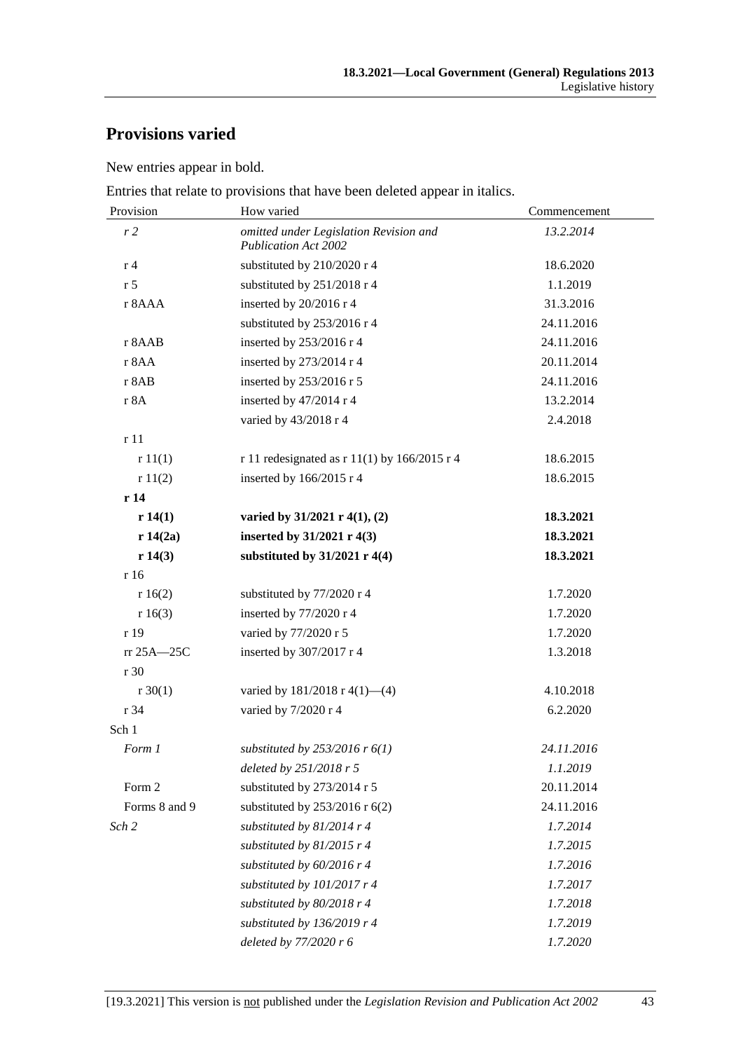## Provisions varied

New entries appear in bold.

Entries that relate to provisions that have been deleted appear in italics.

| Provision | How varied | Commencement |
|---|---|---|
| *r 2* | *omitted under Legislation Revision and Publication Act 2002* | *13.2.2014* |
| r 4 | substituted by 210/2020 r 4 | 18.6.2020 |
| r 5 | substituted by 251/2018 r 4 | 1.1.2019 |
| r 8AAA | inserted by 20/2016 r 4 | 31.3.2016 |
| | substituted by 253/2016 r 4 | 24.11.2016 |
| r 8AAB | inserted by 253/2016 r 4 | 24.11.2016 |
| r 8AA | inserted by 273/2014 r 4 | 20.11.2014 |
| r 8AB | inserted by 253/2016 r 5 | 24.11.2016 |
| r 8A | inserted by 47/2014 r 4 | 13.2.2014 |
| | varied by 43/2018 r 4 | 2.4.2018 |
| r 11 | | |
| r 11(1) | r 11 redesignated as r 11(1) by 166/2015 r 4 | 18.6.2015 |
| r 11(2) | inserted by 166/2015 r 4 | 18.6.2015 |
| **r 14** | | |
| **r 14(1)** | **varied by 31/2021 r 4(1), (2)** | **18.3.2021** |
| **r 14(2a)** | **inserted by 31/2021 r 4(3)** | **18.3.2021** |
| **r 14(3)** | **substituted by 31/2021 r 4(4)** | **18.3.2021** |
| r 16 | | |
| r 16(2) | substituted by 77/2020 r 4 | 1.7.2020 |
| r 16(3) | inserted by 77/2020 r 4 | 1.7.2020 |
| r 19 | varied by 77/2020 r 5 | 1.7.2020 |
| rr 25A—25C | inserted by 307/2017 r 4 | 1.3.2018 |
| r 30 | | |
| r 30(1) | varied by 181/2018 r 4(1)—(4) | 4.10.2018 |
| r 34 | varied by 7/2020 r 4 | 6.2.2020 |
| Sch 1 | | |
| *Form 1* | *substituted by 253/2016 r 6(1)* | *24.11.2016* |
| | *deleted by 251/2018 r 5* | *1.1.2019* |
| Form 2 | substituted by 273/2014 r 5 | 20.11.2014 |
| Forms 8 and 9 | substituted by 253/2016 r 6(2) | 24.11.2016 |
| *Sch 2* | *substituted by 81/2014 r 4* | *1.7.2014* |
| | *substituted by 81/2015 r 4* | *1.7.2015* |
| | *substituted by 60/2016 r 4* | *1.7.2016* |
| | *substituted by 101/2017 r 4* | *1.7.2017* |
| | *substituted by 80/2018 r 4* | *1.7.2018* |
| | *substituted by 136/2019 r 4* | *1.7.2019* |
| | *deleted by 77/2020 r 6* | *1.7.2020* |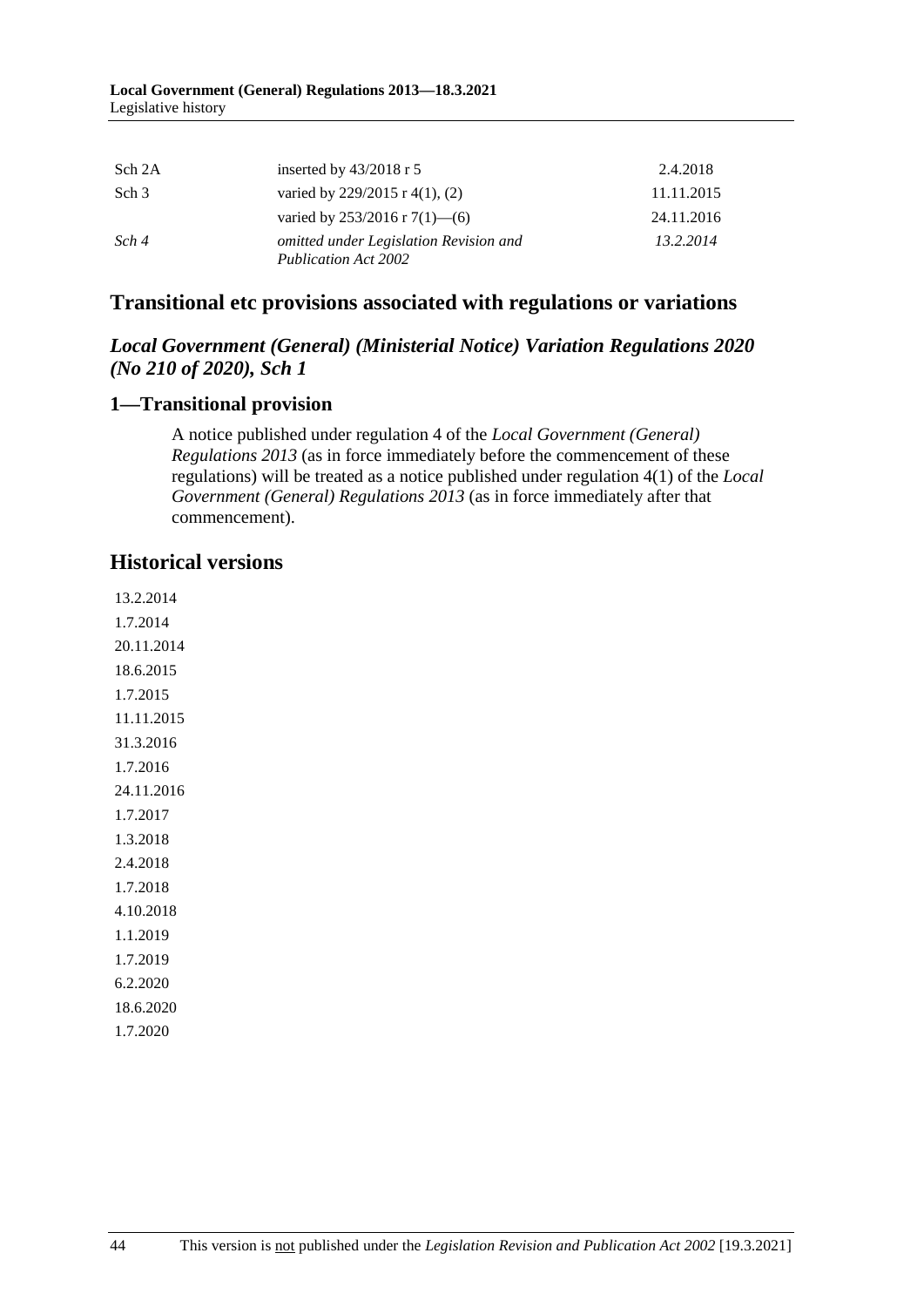| | | |
|---|---|---|
| Sch 2A | inserted by 43/2018 r 5 | 2.4.2018 |
| Sch 3 | varied by 229/2015 r 4(1), (2) | 11.11.2015 |
| | varied by 253/2016 r 7(1)—(6) | 24.11.2016 |
| *Sch 4* | *omitted under Legislation Revision and Publication Act 2002* | *13.2.2014* |

## Transitional etc provisions associated with regulations or variations

### *Local Government (General) (Ministerial Notice) Variation Regulations 2020 (No 210 of 2020), Sch 1*

### 1—Transitional provision

A notice published under regulation 4 of the *Local Government (General) Regulations 2013* (as in force immediately before the commencement of these regulations) will be treated as a notice published under regulation 4(1) of the *Local Government (General) Regulations 2013* (as in force immediately after that commencement).

## Historical versions

13.2.2014
1.7.2014
20.11.2014
18.6.2015
1.7.2015
11.11.2015
31.3.2016
1.7.2016
24.11.2016
1.7.2017
1.3.2018
2.4.2018
1.7.2018
4.10.2018
1.1.2019
1.7.2019
6.2.2020
18.6.2020
1.7.2020